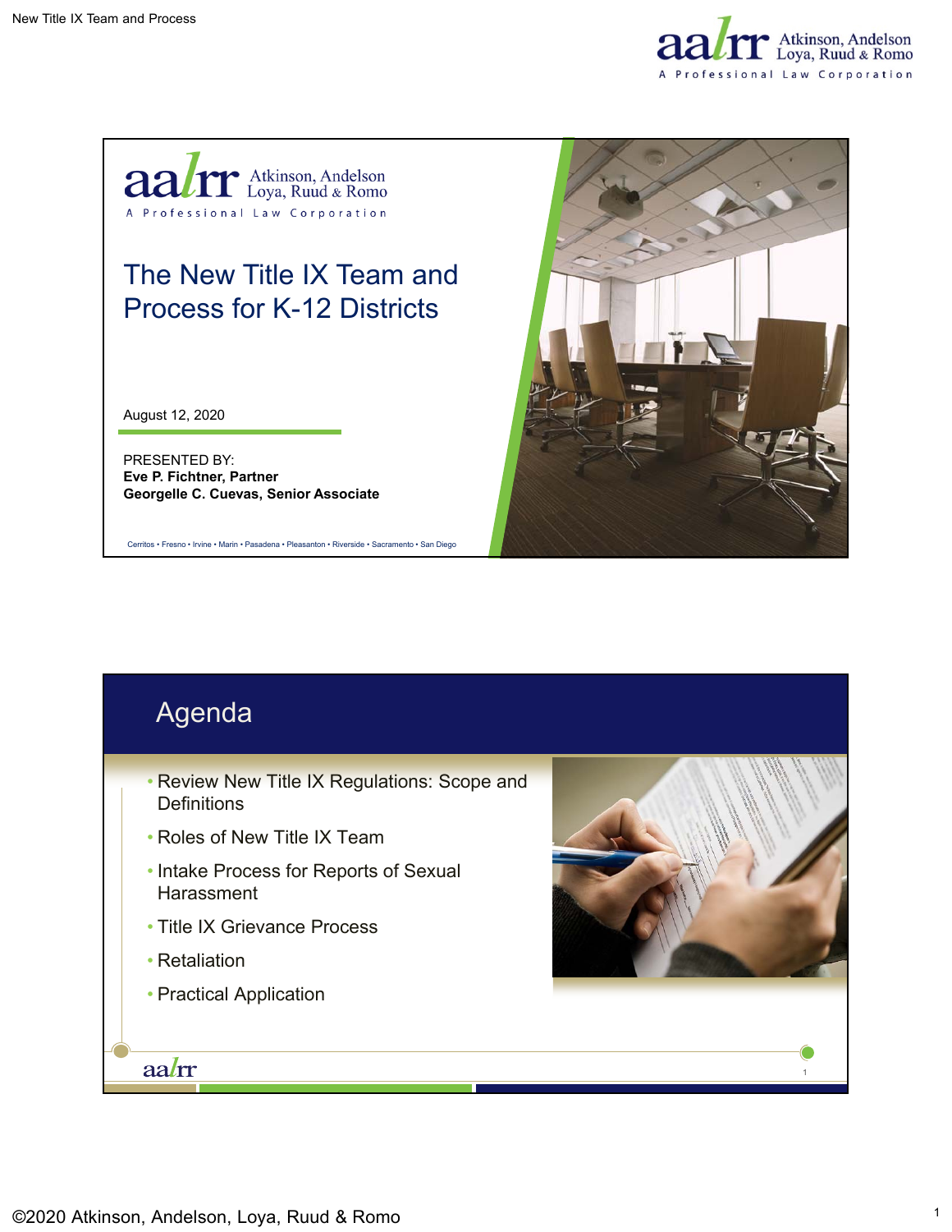# The New Title IX Team and Process for K-12 Districts

August 12, 2020

PRESENTED BY:
**Eve P. Fichtner, Partner**
**Georgelle C. Cuevas, Senior Associate**

Cerritos • Fresno • Irvine • Marin • Pasadena • Pleasanton • Riverside • Sacramento • San Diego

## Agenda

- Review New Title IX Regulations: Scope and Definitions
- Roles of New Title IX Team
- Intake Process for Reports of Sexual Harassment
- Title IX Grievance Process
- Retaliation
- Practical Application

©2020 Atkinson, Andelson, Loya, Ruud & Romo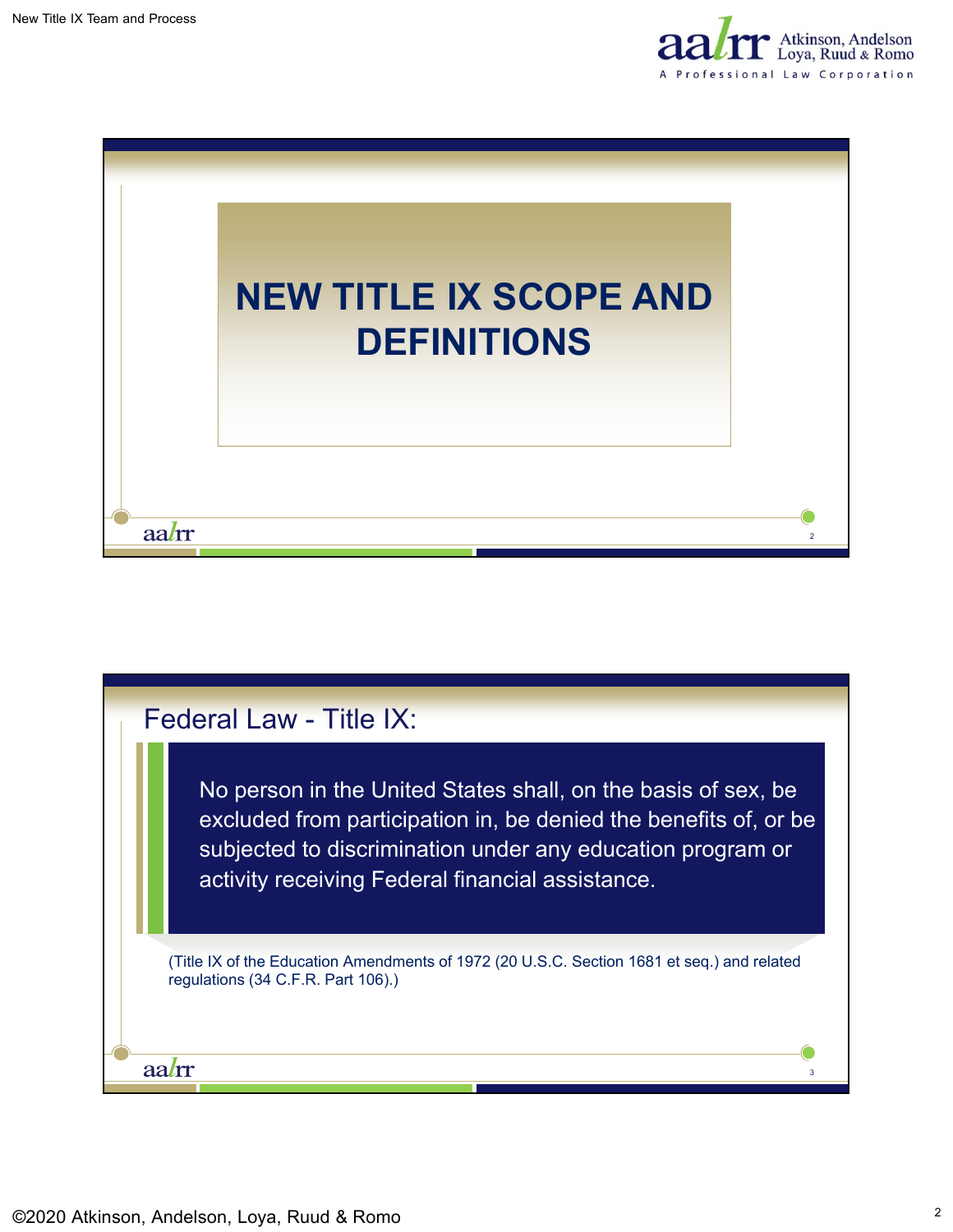# NEW TITLE IX SCOPE AND DEFINITIONS

## Federal Law - Title IX:

> No person in the United States shall, on the basis of sex, be excluded from participation in, be denied the benefits of, or be subjected to discrimination under any education program or activity receiving Federal financial assistance.

(Title IX of the Education Amendments of 1972 (20 U.S.C. Section 1681 et seq.) and related regulations (34 C.F.R. Part 106).)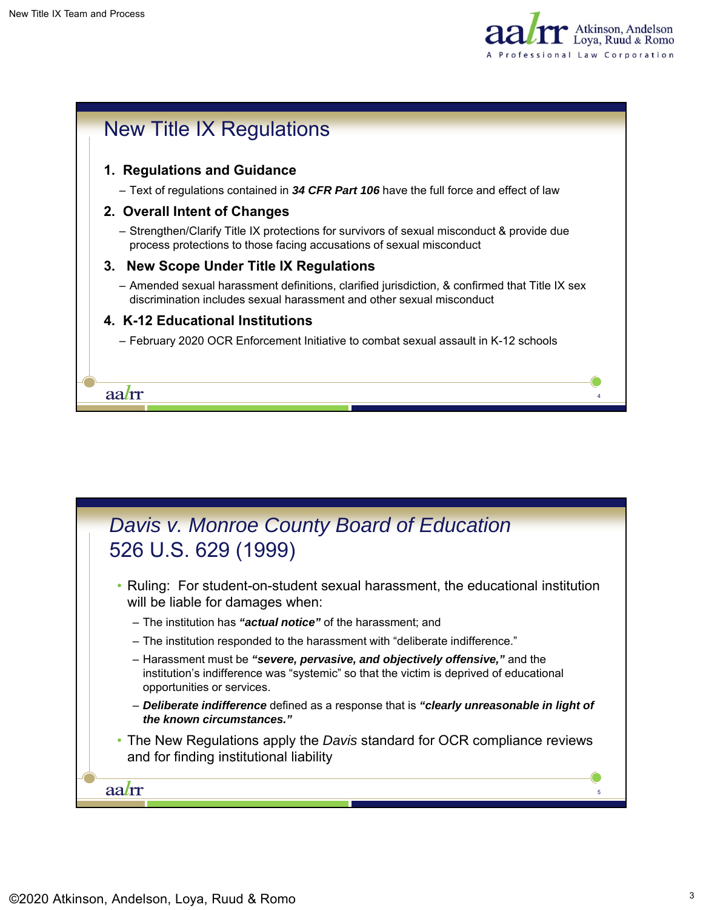## New Title IX Regulations

1. **Regulations and Guidance**
   - Text of regulations contained in ***34 CFR Part 106*** have the full force and effect of law
2. **Overall Intent of Changes**
   - Strengthen/Clarify Title IX protections for survivors of sexual misconduct & provide due process protections to those facing accusations of sexual misconduct
3. **New Scope Under Title IX Regulations**
   - Amended sexual harassment definitions, clarified jurisdiction, & confirmed that Title IX sex discrimination includes sexual harassment and other sexual misconduct
4. **K-12 Educational Institutions**
   - February 2020 OCR Enforcement Initiative to combat sexual assault in K-12 schools

## *Davis v. Monroe County Board of Education* 526 U.S. 629 (1999)

- Ruling: For student-on-student sexual harassment, the educational institution will be liable for damages when:
  - The institution has ***"actual notice"*** of the harassment; and
  - The institution responded to the harassment with "deliberate indifference."
  - Harassment must be ***"severe, pervasive, and objectively offensive,"*** and the institution's indifference was "systemic" so that the victim is deprived of educational opportunities or services.
  - ***Deliberate indifference*** defined as a response that is ***"clearly unreasonable in light of the known circumstances."***
- The New Regulations apply the *Davis* standard for OCR compliance reviews and for finding institutional liability

©2020 Atkinson, Andelson, Loya, Ruud & Romo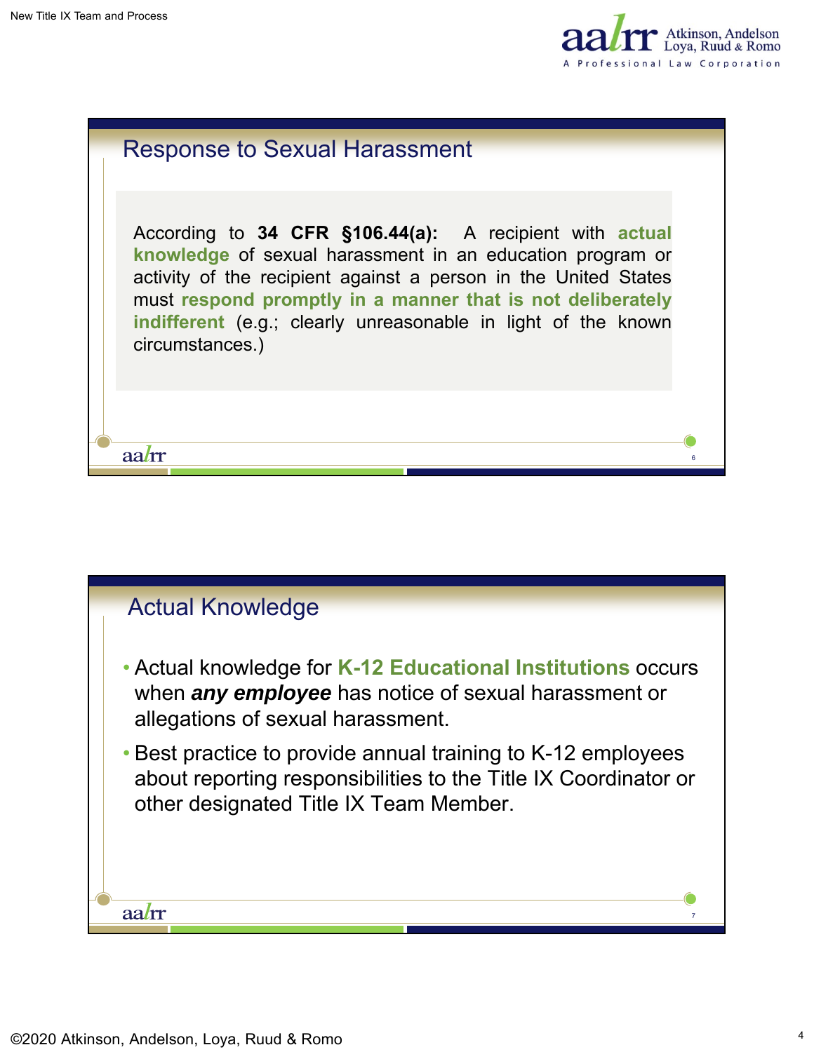## Response to Sexual Harassment

According to **34 CFR §106.44(a):** A recipient with **actual knowledge** of sexual harassment in an education program or activity of the recipient against a person in the United States must **respond promptly in a manner that is not deliberately indifferent** (e.g.; clearly unreasonable in light of the known circumstances.)

## Actual Knowledge

- Actual knowledge for **K-12 Educational Institutions** occurs when ***any employee*** has notice of sexual harassment or allegations of sexual harassment.
- Best practice to provide annual training to K-12 employees about reporting responsibilities to the Title IX Coordinator or other designated Title IX Team Member.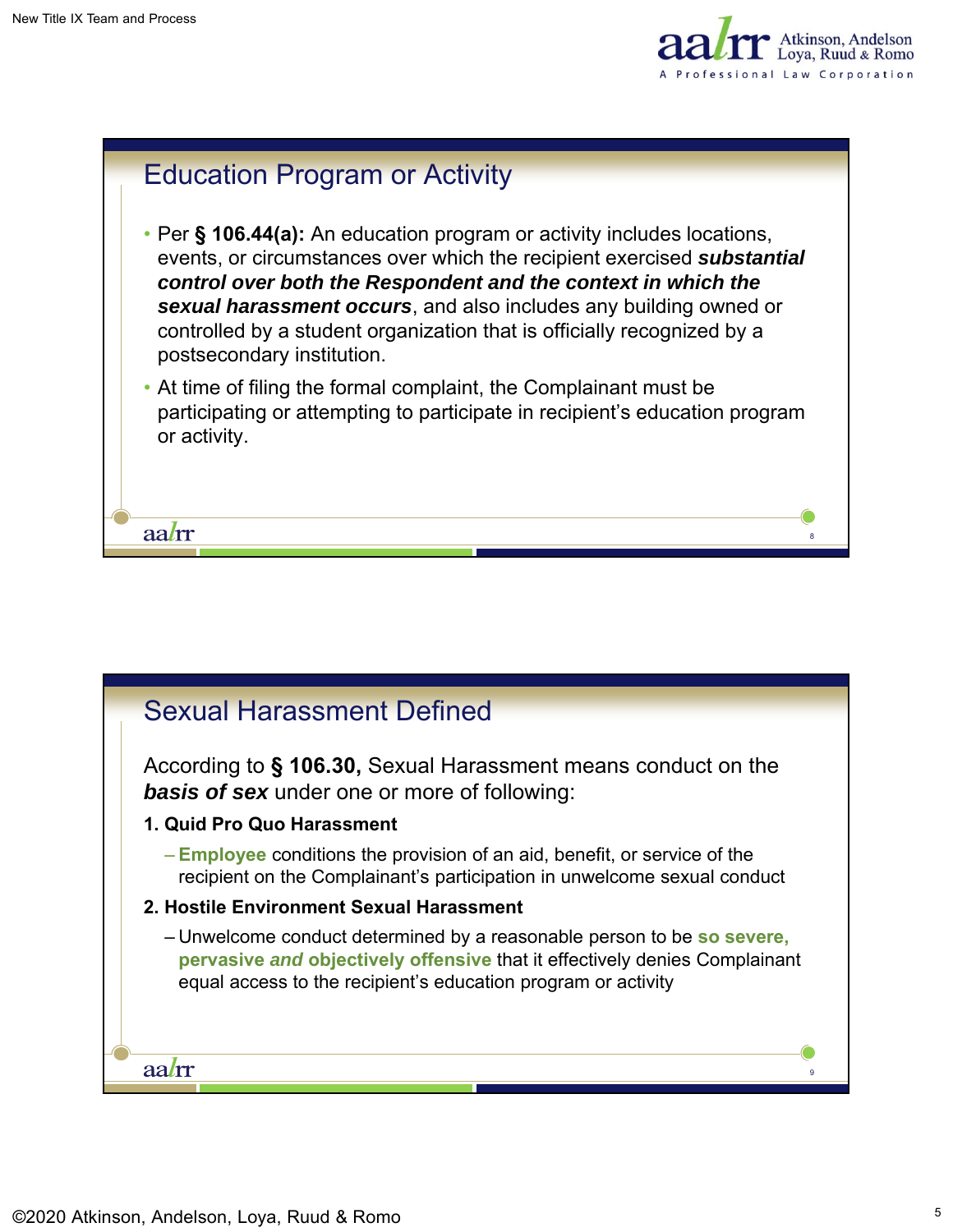## Education Program or Activity

- Per **§ 106.44(a):** An education program or activity includes locations, events, or circumstances over which the recipient exercised ***substantial control over both the Respondent and the context in which the sexual harassment occurs***, and also includes any building owned or controlled by a student organization that is officially recognized by a postsecondary institution.
- At time of filing the formal complaint, the Complainant must be participating or attempting to participate in recipient's education program or activity.

## Sexual Harassment Defined

According to **§ 106.30,** Sexual Harassment means conduct on the ***basis of sex*** under one or more of following:

**1. Quid Pro Quo Harassment**

- **Employee** conditions the provision of an aid, benefit, or service of the recipient on the Complainant's participation in unwelcome sexual conduct

**2. Hostile Environment Sexual Harassment**

- Unwelcome conduct determined by a reasonable person to be **so severe, pervasive *and* objectively offensive** that it effectively denies Complainant equal access to the recipient's education program or activity

©2020 Atkinson, Andelson, Loya, Ruud & Romo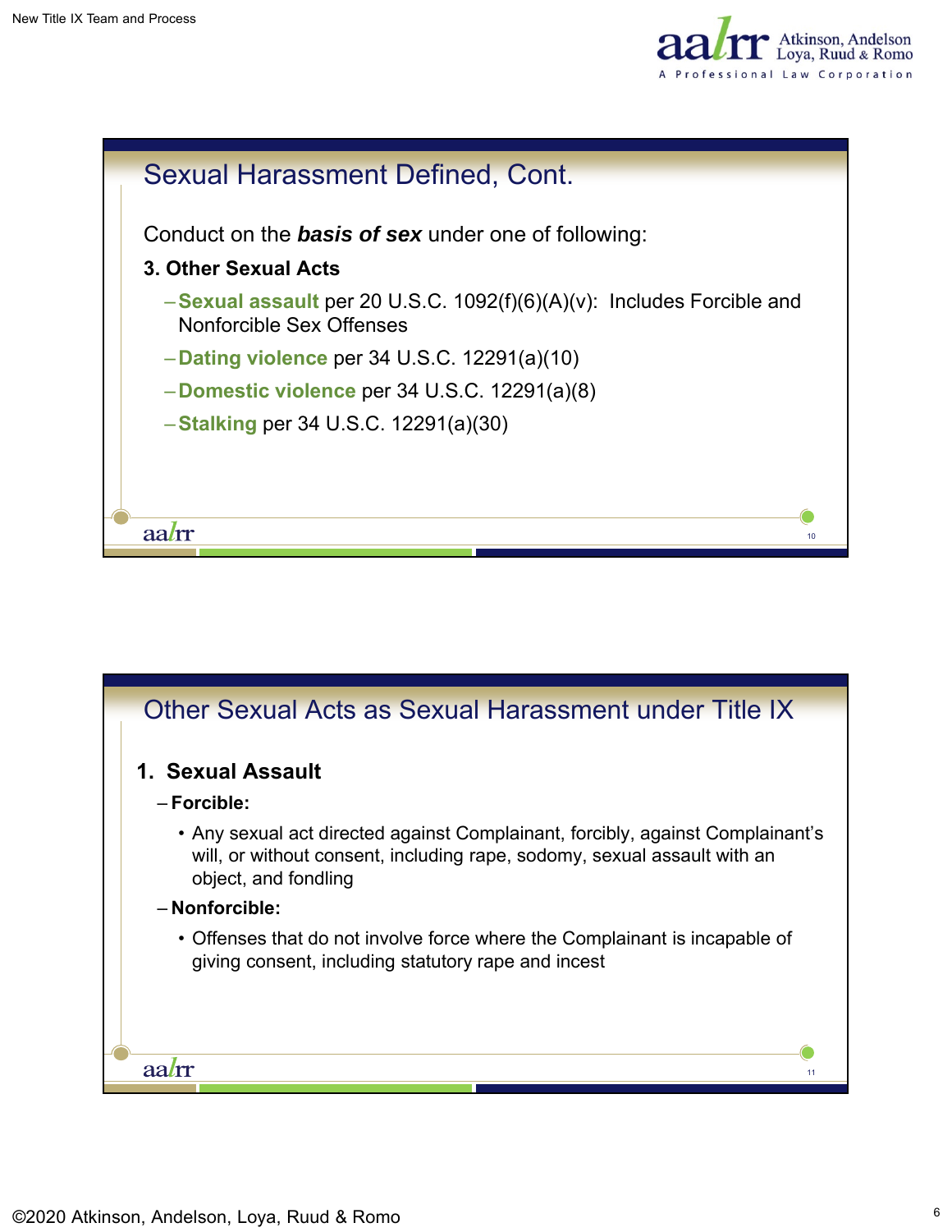## Sexual Harassment Defined, Cont.

Conduct on the ***basis of sex*** under one of following:

**3. Other Sexual Acts**

- **Sexual assault** per 20 U.S.C. 1092(f)(6)(A)(v): Includes Forcible and Nonforcible Sex Offenses
- **Dating violence** per 34 U.S.C. 12291(a)(10)
- **Domestic violence** per 34 U.S.C. 12291(a)(8)
- **Stalking** per 34 U.S.C. 12291(a)(30)

## Other Sexual Acts as Sexual Harassment under Title IX

**1. Sexual Assault**

- **Forcible:**
  - Any sexual act directed against Complainant, forcibly, against Complainant's will, or without consent, including rape, sodomy, sexual assault with an object, and fondling
- **Nonforcible:**
  - Offenses that do not involve force where the Complainant is incapable of giving consent, including statutory rape and incest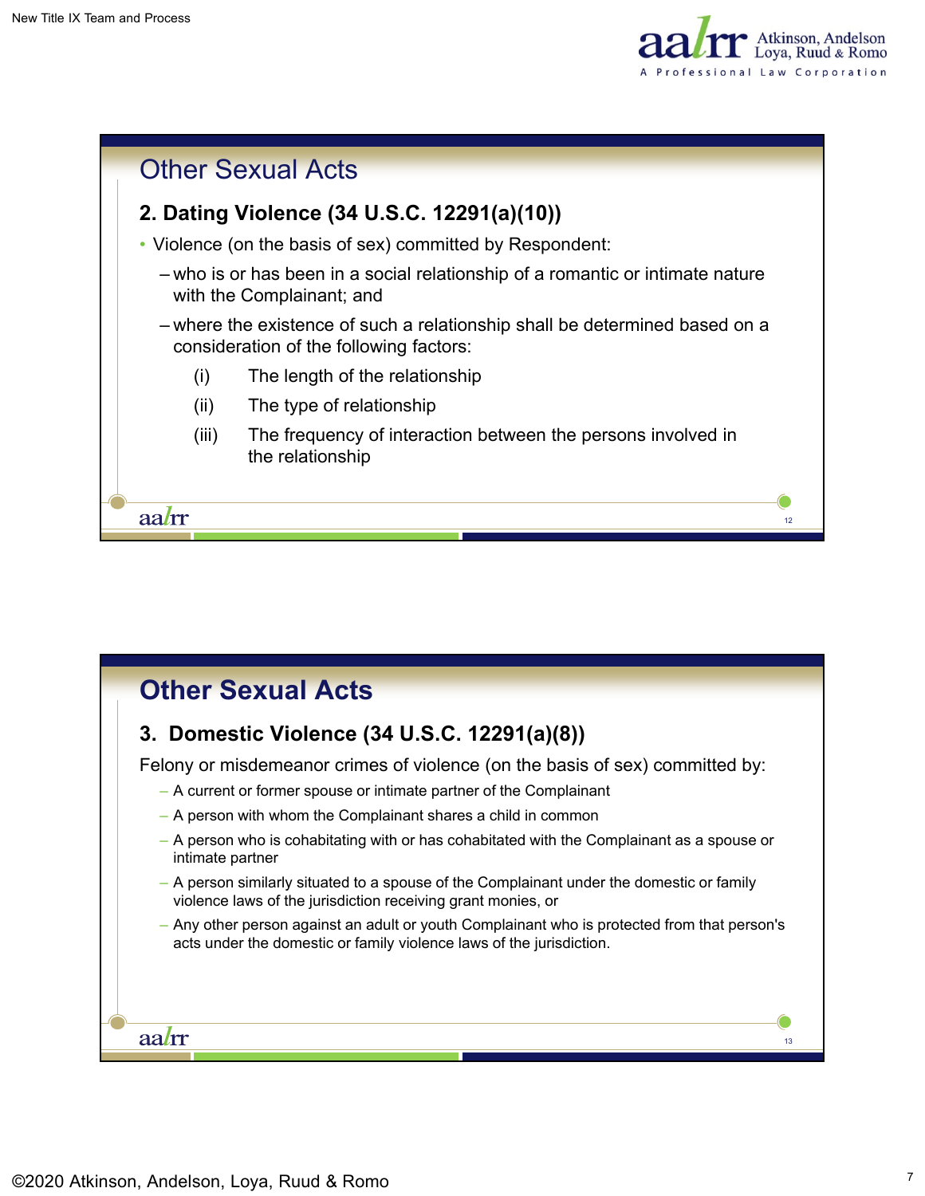## Other Sexual Acts

### 2. Dating Violence (34 U.S.C. 12291(a)(10))

- Violence (on the basis of sex) committed by Respondent:
  - who is or has been in a social relationship of a romantic or intimate nature with the Complainant; and
  - where the existence of such a relationship shall be determined based on a consideration of the following factors:
    - (i) The length of the relationship
    - (ii) The type of relationship
    - (iii) The frequency of interaction between the persons involved in the relationship

## Other Sexual Acts

### 3. Domestic Violence (34 U.S.C. 12291(a)(8))

Felony or misdemeanor crimes of violence (on the basis of sex) committed by:

- A current or former spouse or intimate partner of the Complainant
- A person with whom the Complainant shares a child in common
- A person who is cohabitating with or has cohabitated with the Complainant as a spouse or intimate partner
- A person similarly situated to a spouse of the Complainant under the domestic or family violence laws of the jurisdiction receiving grant monies, or
- Any other person against an adult or youth Complainant who is protected from that person's acts under the domestic or family violence laws of the jurisdiction.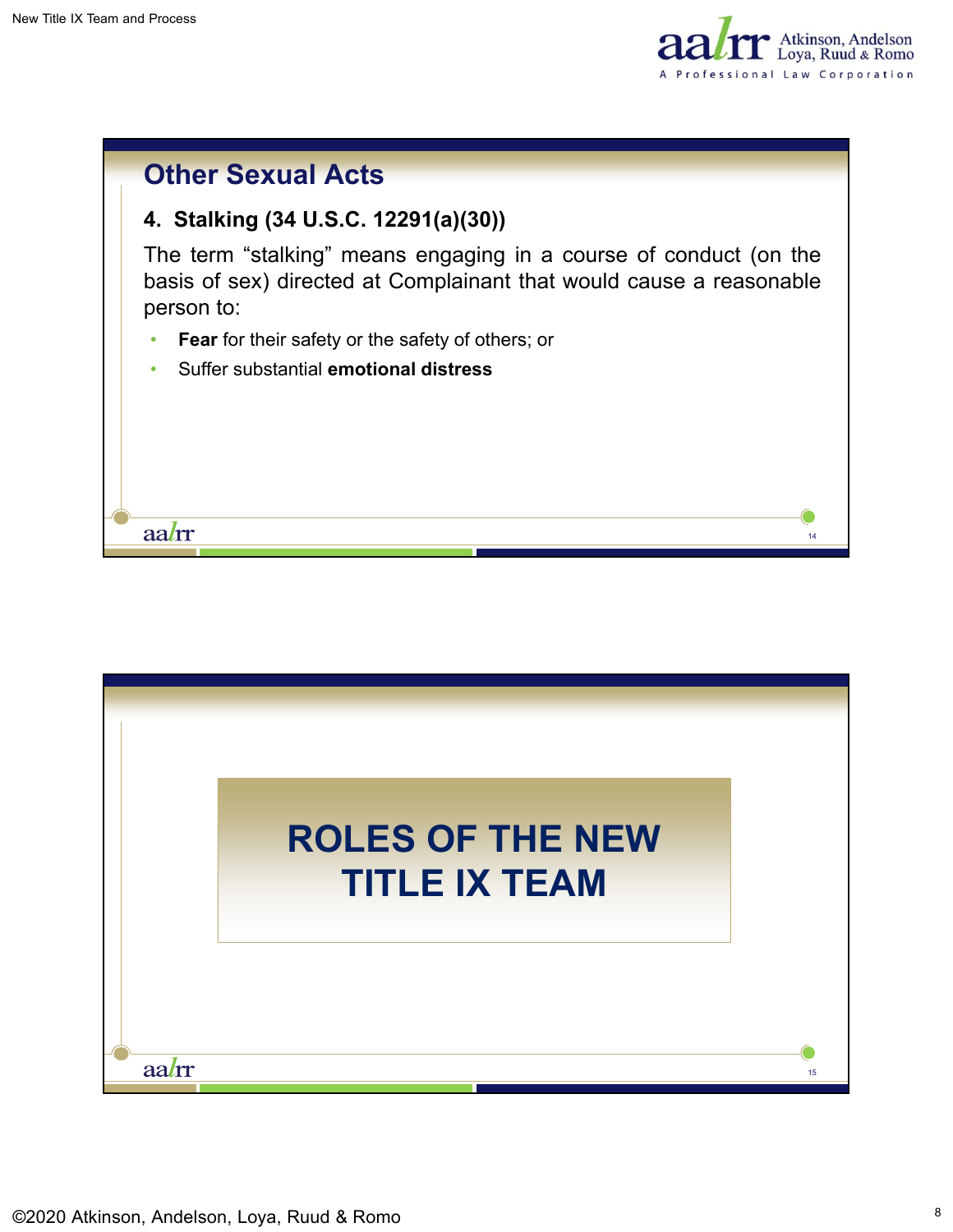## Other Sexual Acts

### 4. Stalking (34 U.S.C. 12291(a)(30))

The term “stalking” means engaging in a course of conduct (on the basis of sex) directed at Complainant that would cause a reasonable person to:

- **Fear** for their safety or the safety of others; or
- Suffer substantial **emotional distress**

## ROLES OF THE NEW TITLE IX TEAM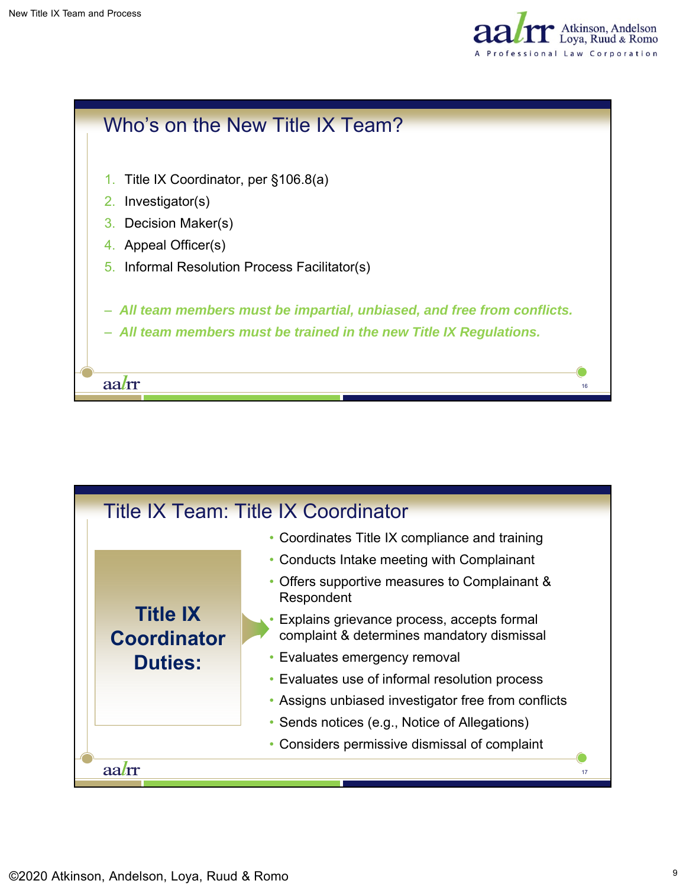## Who's on the New Title IX Team?

1. Title IX Coordinator, per §106.8(a)
2. Investigator(s)
3. Decision Maker(s)
4. Appeal Officer(s)
5. Informal Resolution Process Facilitator(s)

- ***All team members must be impartial, unbiased, and free from conflicts.***
- ***All team members must be trained in the new Title IX Regulations.***

## Title IX Team: Title IX Coordinator

**Title IX Coordinator Duties:**

- Coordinates Title IX compliance and training
- Conducts Intake meeting with Complainant
- Offers supportive measures to Complainant & Respondent
- Explains grievance process, accepts formal complaint & determines mandatory dismissal
- Evaluates emergency removal
- Evaluates use of informal resolution process
- Assigns unbiased investigator free from conflicts
- Sends notices (e.g., Notice of Allegations)
- Considers permissive dismissal of complaint

©2020 Atkinson, Andelson, Loya, Ruud & Romo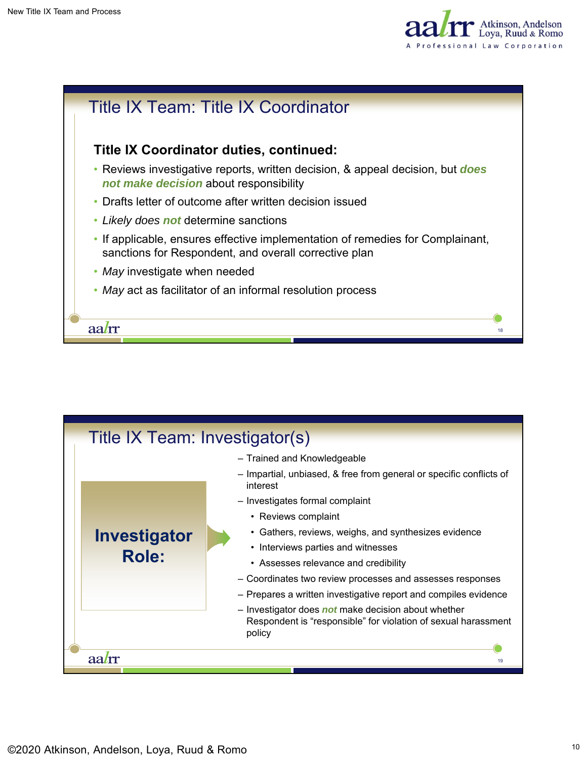## Title IX Team: Title IX Coordinator

**Title IX Coordinator duties, continued:**

- Reviews investigative reports, written decision, & appeal decision, but ***does not make decision*** about responsibility
- Drafts letter of outcome after written decision issued
- *Likely does* ***not*** determine sanctions
- If applicable, ensures effective implementation of remedies for Complainant, sanctions for Respondent, and overall corrective plan
- *May* investigate when needed
- *May* act as facilitator of an informal resolution process

## Title IX Team: Investigator(s)

**Investigator Role:**

- Trained and Knowledgeable
- Impartial, unbiased, & free from general or specific conflicts of interest
- Investigates formal complaint
  - Reviews complaint
  - Gathers, reviews, weighs, and synthesizes evidence
  - Interviews parties and witnesses
  - Assesses relevance and credibility
- Coordinates two review processes and assesses responses
- Prepares a written investigative report and compiles evidence
- Investigator does ***not*** make decision about whether Respondent is "responsible" for violation of sexual harassment policy

©2020 Atkinson, Andelson, Loya, Ruud & Romo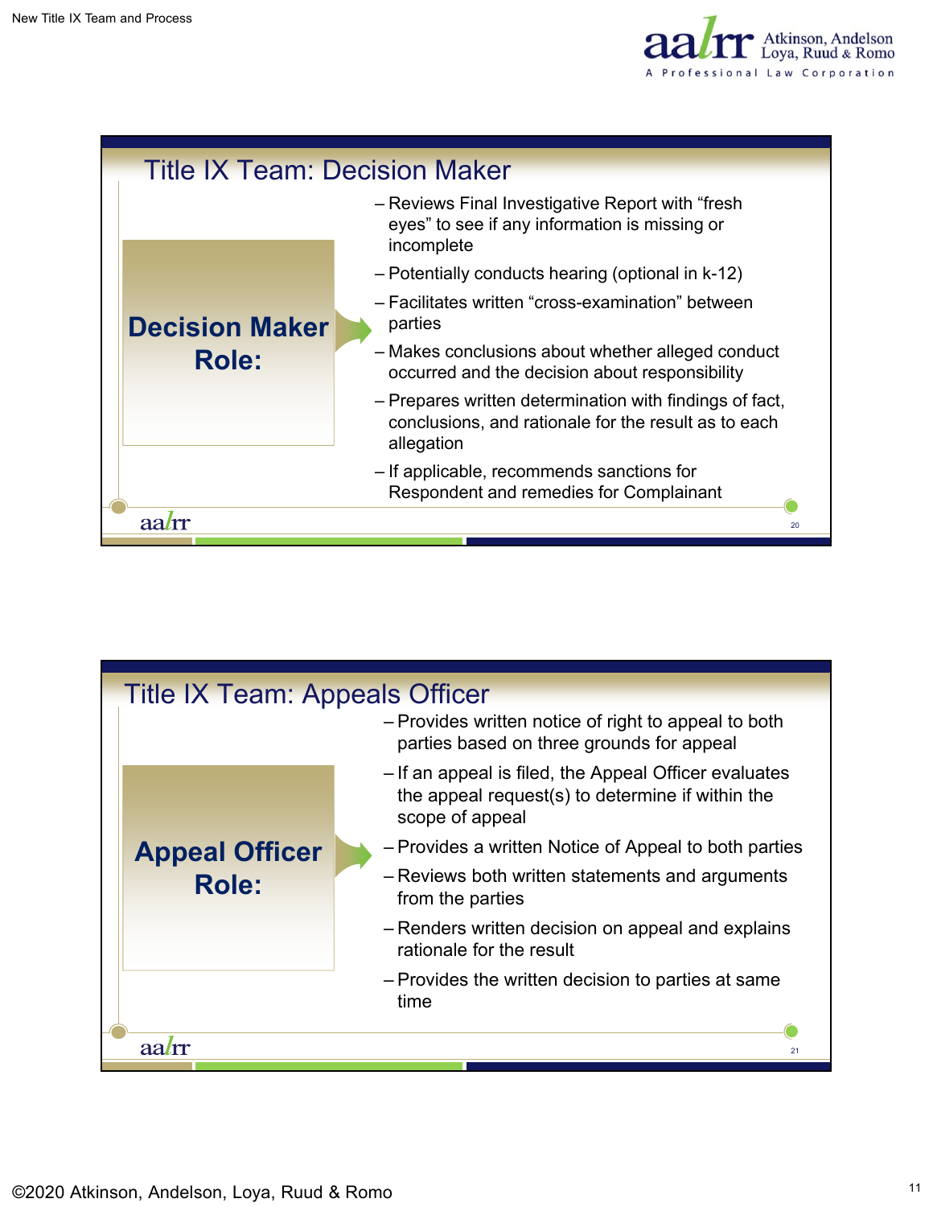## Title IX Team: Decision Maker

**Decision Maker Role:**

- Reviews Final Investigative Report with "fresh eyes" to see if any information is missing or incomplete
- Potentially conducts hearing (optional in k-12)
- Facilitates written "cross-examination" between parties
- Makes conclusions about whether alleged conduct occurred and the decision about responsibility
- Prepares written determination with findings of fact, conclusions, and rationale for the result as to each allegation
- If applicable, recommends sanctions for Respondent and remedies for Complainant

## Title IX Team: Appeals Officer

**Appeal Officer Role:**

- Provides written notice of right to appeal to both parties based on three grounds for appeal
- If an appeal is filed, the Appeal Officer evaluates the appeal request(s) to determine if within the scope of appeal
- Provides a written Notice of Appeal to both parties
- Reviews both written statements and arguments from the parties
- Renders written decision on appeal and explains rationale for the result
- Provides the written decision to parties at same time

©2020 Atkinson, Andelson, Loya, Ruud & Romo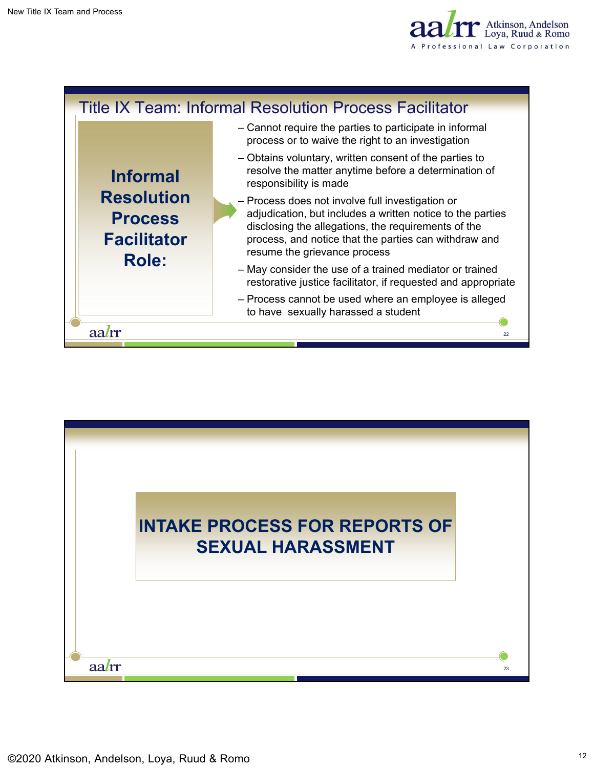## Title IX Team: Informal Resolution Process Facilitator

**Informal Resolution Process Facilitator Role:**

- Cannot require the parties to participate in informal process or to waive the right to an investigation
- Obtains voluntary, written consent of the parties to resolve the matter anytime before a determination of responsibility is made
- Process does not involve full investigation or adjudication, but includes a written notice to the parties disclosing the allegations, the requirements of the process, and notice that the parties can withdraw and resume the grievance process
- May consider the use of a trained mediator or trained restorative justice facilitator, if requested and appropriate
- Process cannot be used where an employee is alleged to have sexually harassed a student

## INTAKE PROCESS FOR REPORTS OF SEXUAL HARASSMENT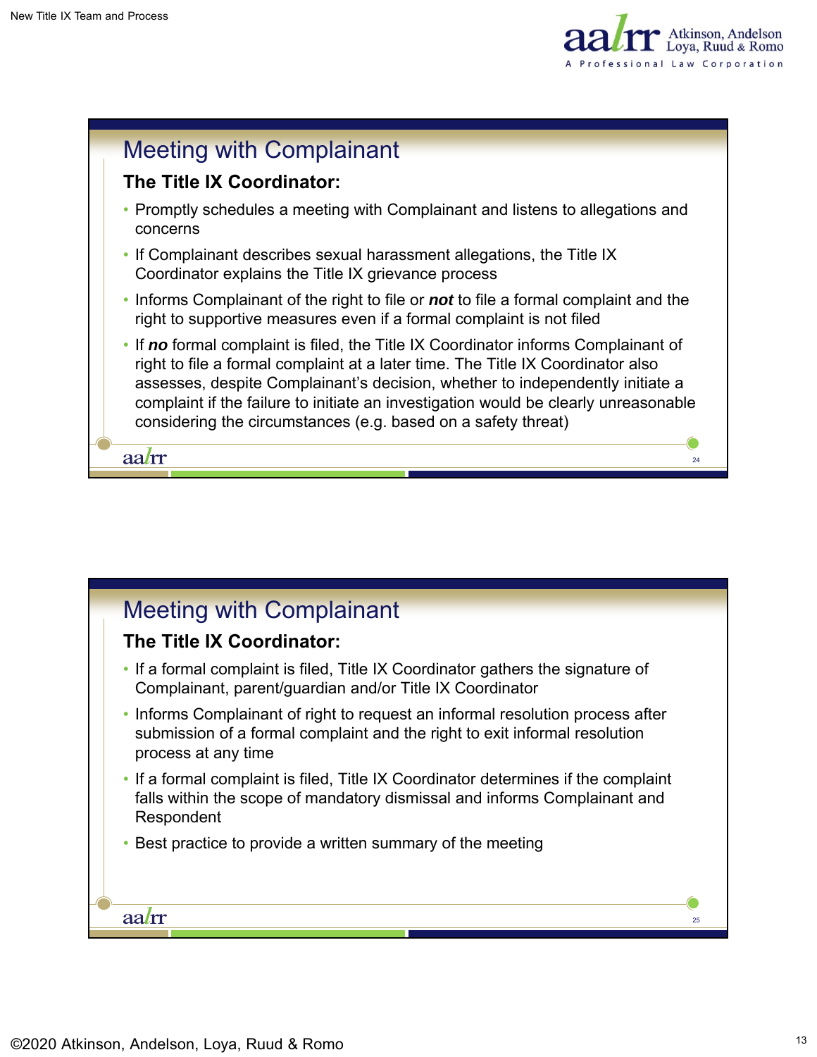## Meeting with Complainant

**The Title IX Coordinator:**

- Promptly schedules a meeting with Complainant and listens to allegations and concerns
- If Complainant describes sexual harassment allegations, the Title IX Coordinator explains the Title IX grievance process
- Informs Complainant of the right to file or ***not*** to file a formal complaint and the right to supportive measures even if a formal complaint is not filed
- If ***no*** formal complaint is filed, the Title IX Coordinator informs Complainant of right to file a formal complaint at a later time. The Title IX Coordinator also assesses, despite Complainant's decision, whether to independently initiate a complaint if the failure to initiate an investigation would be clearly unreasonable considering the circumstances (e.g. based on a safety threat)

## Meeting with Complainant

**The Title IX Coordinator:**

- If a formal complaint is filed, Title IX Coordinator gathers the signature of Complainant, parent/guardian and/or Title IX Coordinator
- Informs Complainant of right to request an informal resolution process after submission of a formal complaint and the right to exit informal resolution process at any time
- If a formal complaint is filed, Title IX Coordinator determines if the complaint falls within the scope of mandatory dismissal and informs Complainant and Respondent
- Best practice to provide a written summary of the meeting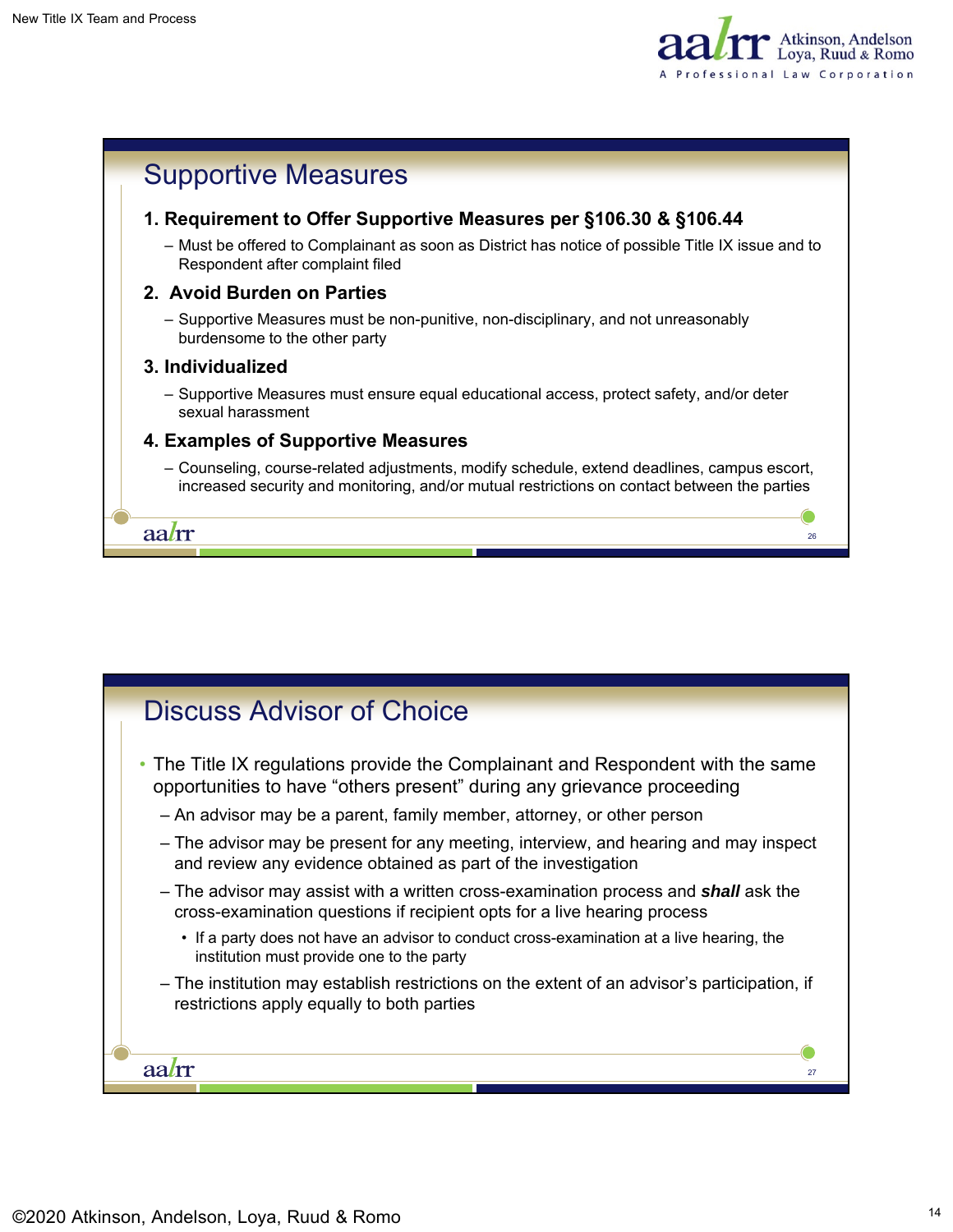## Supportive Measures

### 1. Requirement to Offer Supportive Measures per §106.30 & §106.44

- Must be offered to Complainant as soon as District has notice of possible Title IX issue and to Respondent after complaint filed

### 2. Avoid Burden on Parties

- Supportive Measures must be non-punitive, non-disciplinary, and not unreasonably burdensome to the other party

### 3. Individualized

- Supportive Measures must ensure equal educational access, protect safety, and/or deter sexual harassment

### 4. Examples of Supportive Measures

- Counseling, course-related adjustments, modify schedule, extend deadlines, campus escort, increased security and monitoring, and/or mutual restrictions on contact between the parties

## Discuss Advisor of Choice

- The Title IX regulations provide the Complainant and Respondent with the same opportunities to have "others present" during any grievance proceeding
  - An advisor may be a parent, family member, attorney, or other person
  - The advisor may be present for any meeting, interview, and hearing and may inspect and review any evidence obtained as part of the investigation
  - The advisor may assist with a written cross-examination process and ***shall*** ask the cross-examination questions if recipient opts for a live hearing process
    - If a party does not have an advisor to conduct cross-examination at a live hearing, the institution must provide one to the party
  - The institution may establish restrictions on the extent of an advisor's participation, if restrictions apply equally to both parties

©2020 Atkinson, Andelson, Loya, Ruud & Romo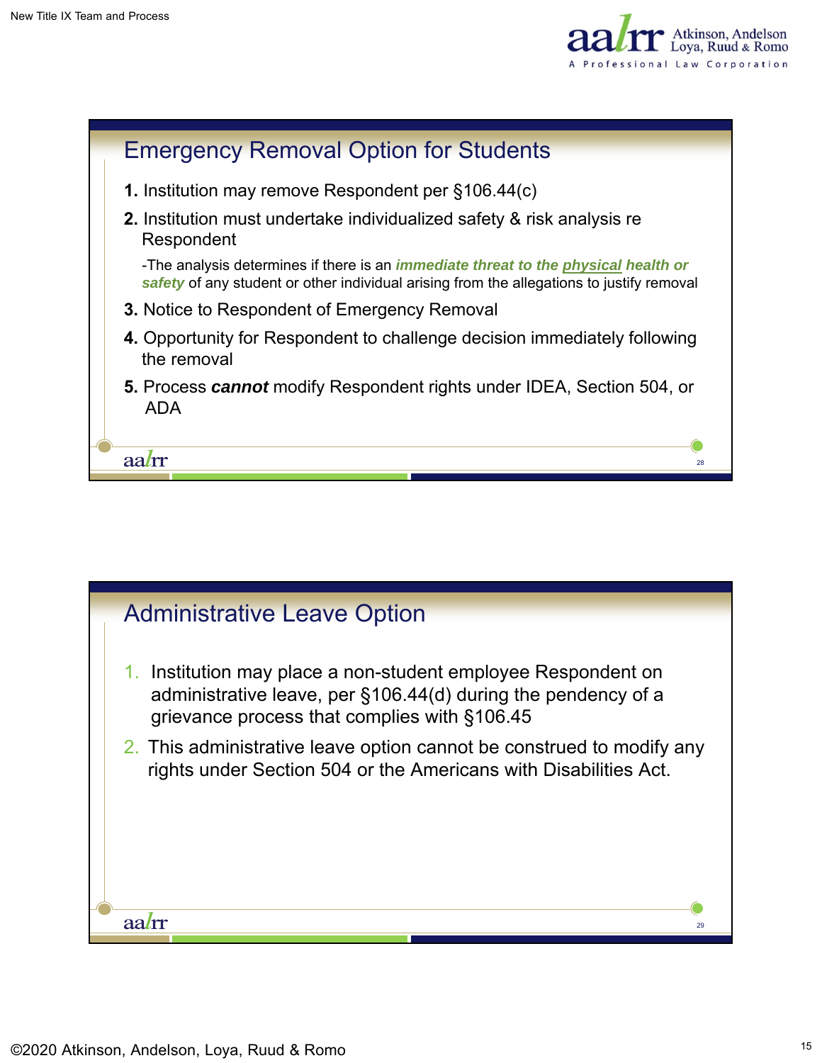## Emergency Removal Option for Students

1. Institution may remove Respondent per §106.44(c)
2. Institution must undertake individualized safety & risk analysis re Respondent

   -The analysis determines if there is an ***immediate threat to the physical health or safety*** of any student or other individual arising from the allegations to justify removal
3. Notice to Respondent of Emergency Removal
4. Opportunity for Respondent to challenge decision immediately following the removal
5. Process ***cannot*** modify Respondent rights under IDEA, Section 504, or ADA

## Administrative Leave Option

1. Institution may place a non-student employee Respondent on administrative leave, per §106.44(d) during the pendency of a grievance process that complies with §106.45
2. This administrative leave option cannot be construed to modify any rights under Section 504 or the Americans with Disabilities Act.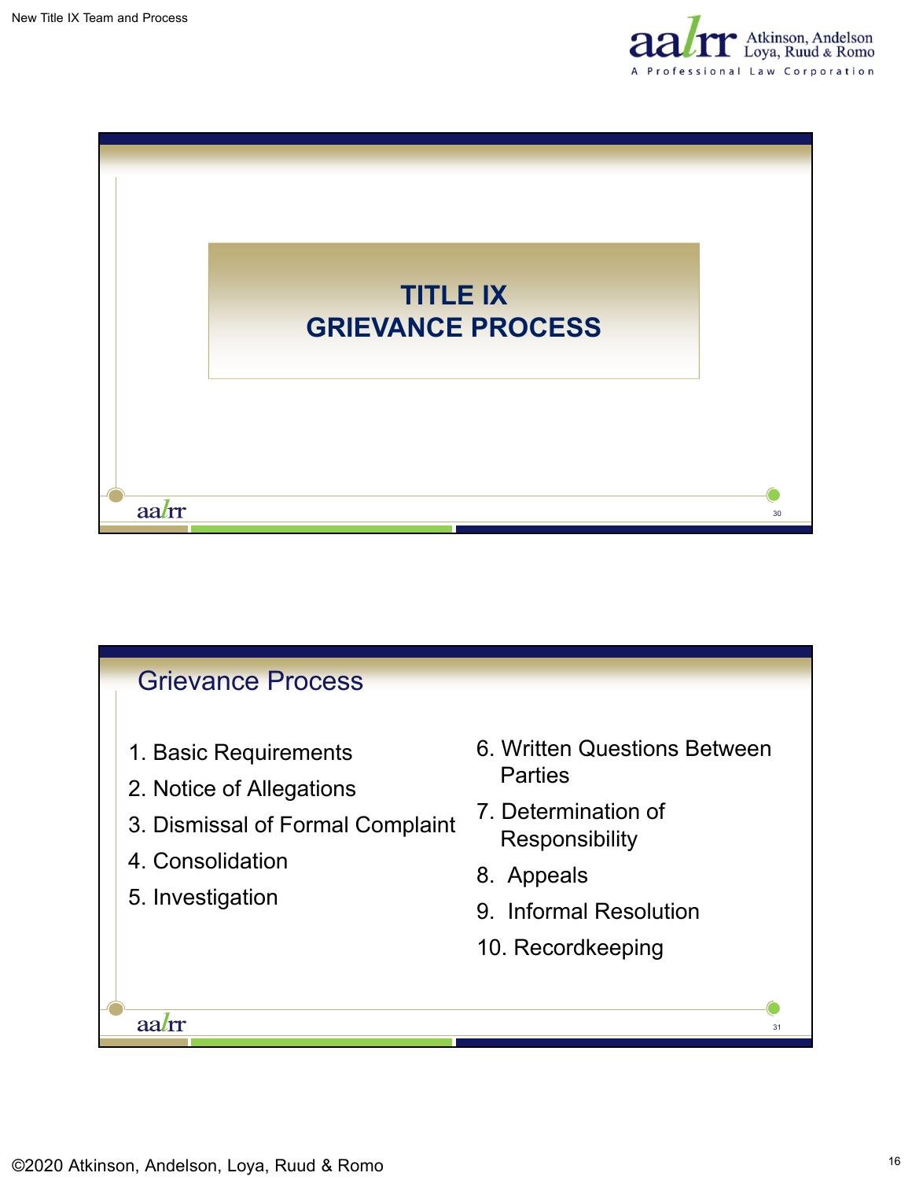# TITLE IX GRIEVANCE PROCESS

## Grievance Process

1. Basic Requirements
2. Notice of Allegations
3. Dismissal of Formal Complaint
4. Consolidation
5. Investigation
6. Written Questions Between Parties
7. Determination of Responsibility
8. Appeals
9. Informal Resolution
10. Recordkeeping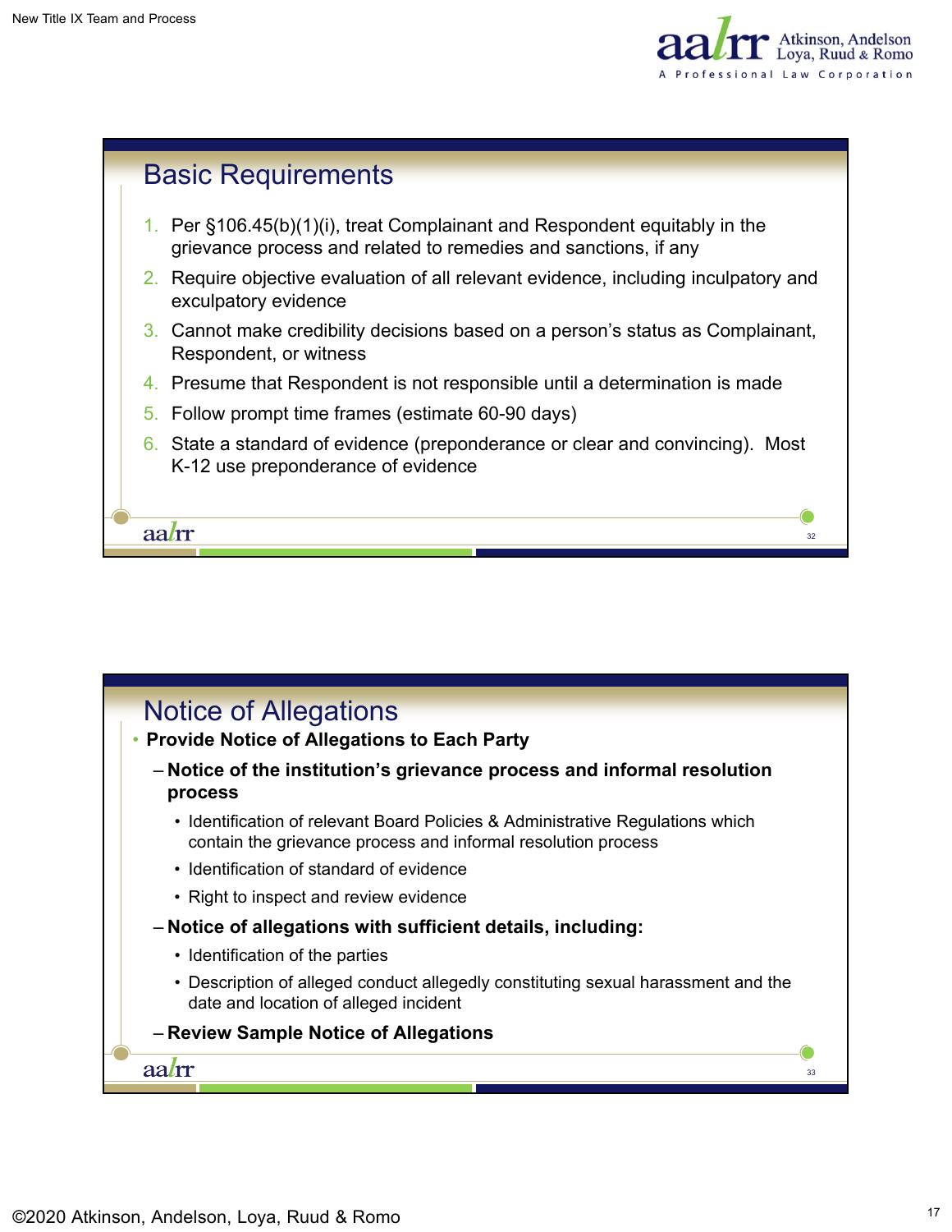## Basic Requirements

1. Per §106.45(b)(1)(i), treat Complainant and Respondent equitably in the grievance process and related to remedies and sanctions, if any
2. Require objective evaluation of all relevant evidence, including inculpatory and exculpatory evidence
3. Cannot make credibility decisions based on a person's status as Complainant, Respondent, or witness
4. Presume that Respondent is not responsible until a determination is made
5. Follow prompt time frames (estimate 60-90 days)
6. State a standard of evidence (preponderance or clear and convincing). Most K-12 use preponderance of evidence

## Notice of Allegations

- **Provide Notice of Allegations to Each Party**
  - **Notice of the institution's grievance process and informal resolution process**
    - Identification of relevant Board Policies & Administrative Regulations which contain the grievance process and informal resolution process
    - Identification of standard of evidence
    - Right to inspect and review evidence
  - **Notice of allegations with sufficient details, including:**
    - Identification of the parties
    - Description of alleged conduct allegedly constituting sexual harassment and the date and location of alleged incident
  - **Review Sample Notice of Allegations**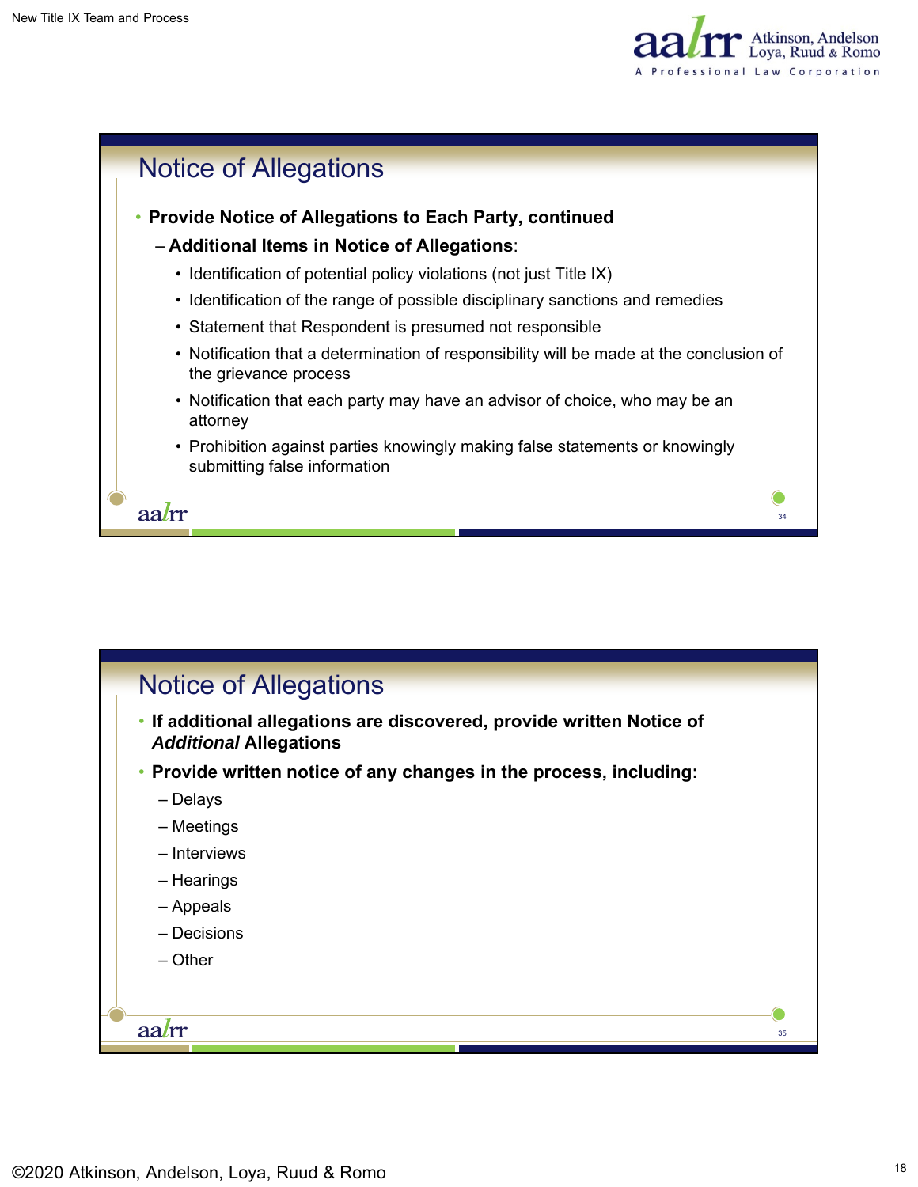## Notice of Allegations

- **Provide Notice of Allegations to Each Party, continued**
  - **Additional Items in Notice of Allegations**:
    - Identification of potential policy violations (not just Title IX)
    - Identification of the range of possible disciplinary sanctions and remedies
    - Statement that Respondent is presumed not responsible
    - Notification that a determination of responsibility will be made at the conclusion of the grievance process
    - Notification that each party may have an advisor of choice, who may be an attorney
    - Prohibition against parties knowingly making false statements or knowingly submitting false information

## Notice of Allegations

- **If additional allegations are discovered, provide written Notice of *Additional* Allegations**
- **Provide written notice of any changes in the process, including:**
  - Delays
  - Meetings
  - Interviews
  - Hearings
  - Appeals
  - Decisions
  - Other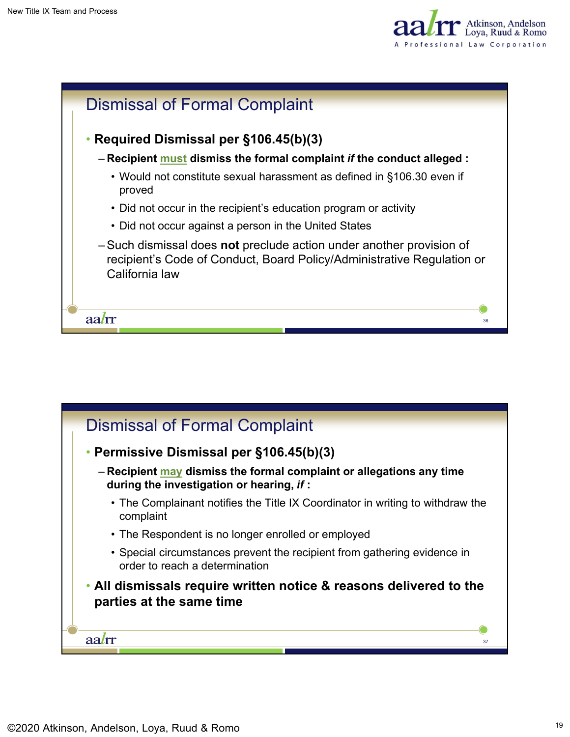## Dismissal of Formal Complaint

- **Required Dismissal per §106.45(b)(3)**
  - **Recipient must dismiss the formal complaint *if* the conduct alleged :**
    - Would not constitute sexual harassment as defined in §106.30 even if proved
    - Did not occur in the recipient's education program or activity
    - Did not occur against a person in the United States
  - Such dismissal does **not** preclude action under another provision of recipient's Code of Conduct, Board Policy/Administrative Regulation or California law

## Dismissal of Formal Complaint

- **Permissive Dismissal per §106.45(b)(3)**
  - **Recipient may dismiss the formal complaint or allegations any time during the investigation or hearing, *if* :**
    - The Complainant notifies the Title IX Coordinator in writing to withdraw the complaint
    - The Respondent is no longer enrolled or employed
    - Special circumstances prevent the recipient from gathering evidence in order to reach a determination
- **All dismissals require written notice & reasons delivered to the parties at the same time**

©2020 Atkinson, Andelson, Loya, Ruud & Romo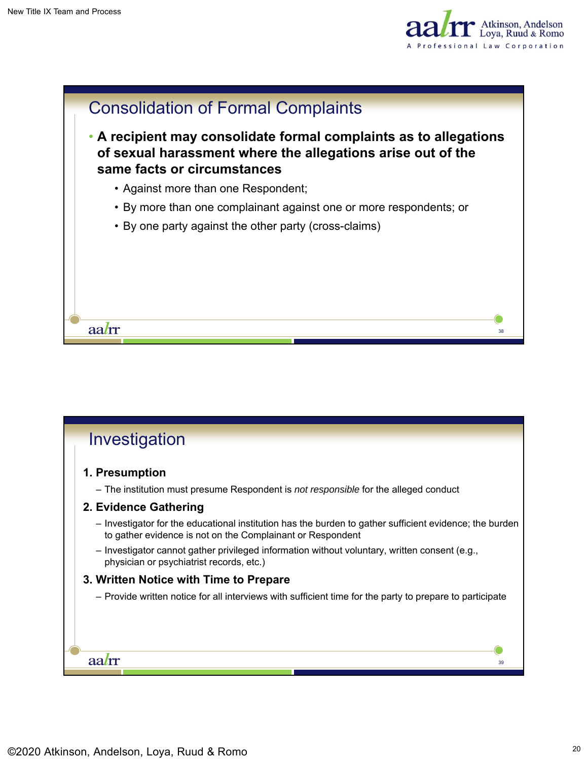## Consolidation of Formal Complaints

- **A recipient may consolidate formal complaints as to allegations of sexual harassment where the allegations arise out of the same facts or circumstances**
  - Against more than one Respondent;
  - By more than one complainant against one or more respondents; or
  - By one party against the other party (cross-claims)

## Investigation

1. **Presumption**
   - The institution must presume Respondent is *not responsible* for the alleged conduct
2. **Evidence Gathering**
   - Investigator for the educational institution has the burden to gather sufficient evidence; the burden to gather evidence is not on the Complainant or Respondent
   - Investigator cannot gather privileged information without voluntary, written consent (e.g., physician or psychiatrist records, etc.)
3. **Written Notice with Time to Prepare**
   - Provide written notice for all interviews with sufficient time for the party to prepare to participate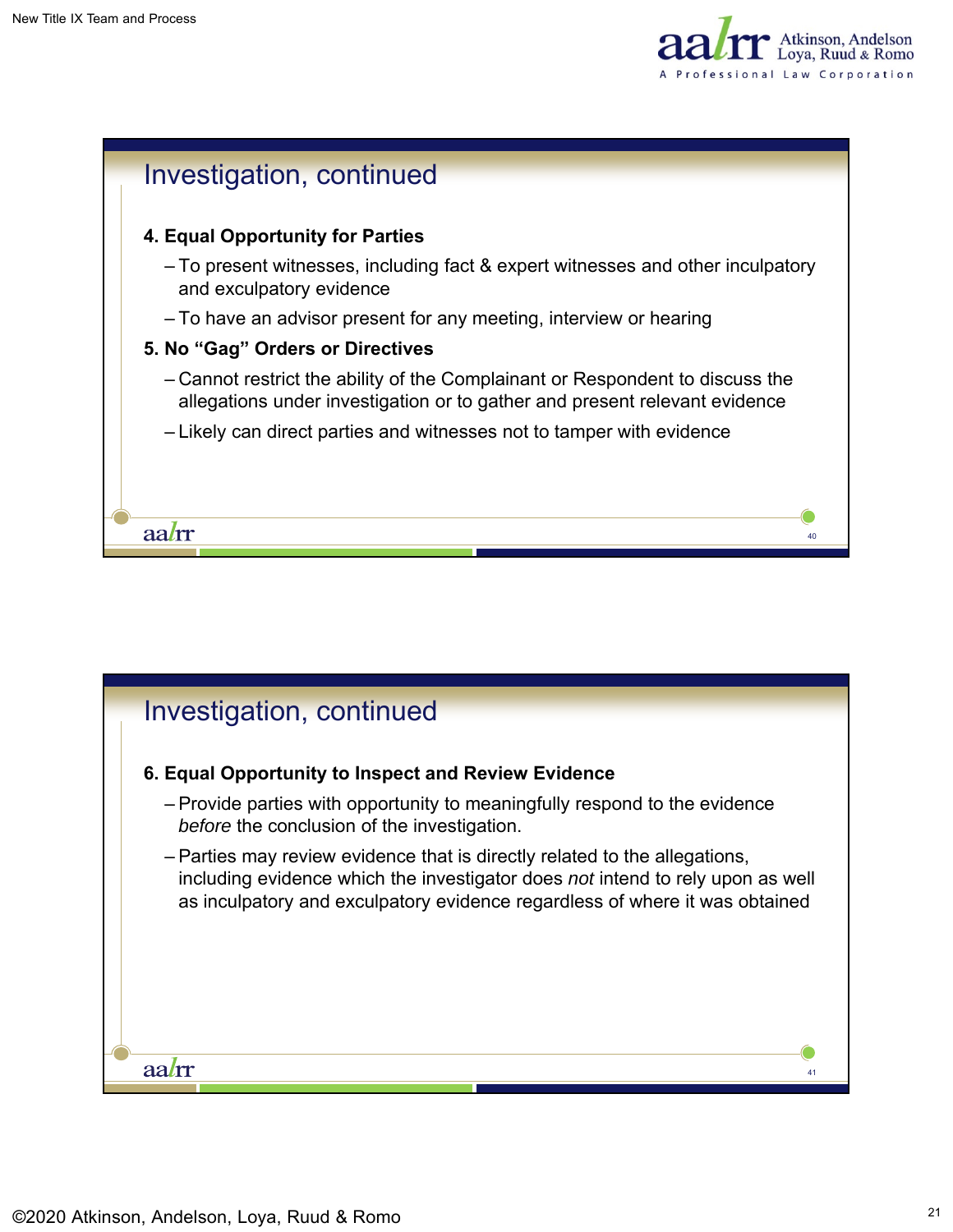## Investigation, continued

**4. Equal Opportunity for Parties**

- To present witnesses, including fact & expert witnesses and other inculpatory and exculpatory evidence
- To have an advisor present for any meeting, interview or hearing

**5. No “Gag” Orders or Directives**

- Cannot restrict the ability of the Complainant or Respondent to discuss the allegations under investigation or to gather and present relevant evidence
- Likely can direct parties and witnesses not to tamper with evidence

## Investigation, continued

**6. Equal Opportunity to Inspect and Review Evidence**

- Provide parties with opportunity to meaningfully respond to the evidence *before* the conclusion of the investigation.
- Parties may review evidence that is directly related to the allegations, including evidence which the investigator does *not* intend to rely upon as well as inculpatory and exculpatory evidence regardless of where it was obtained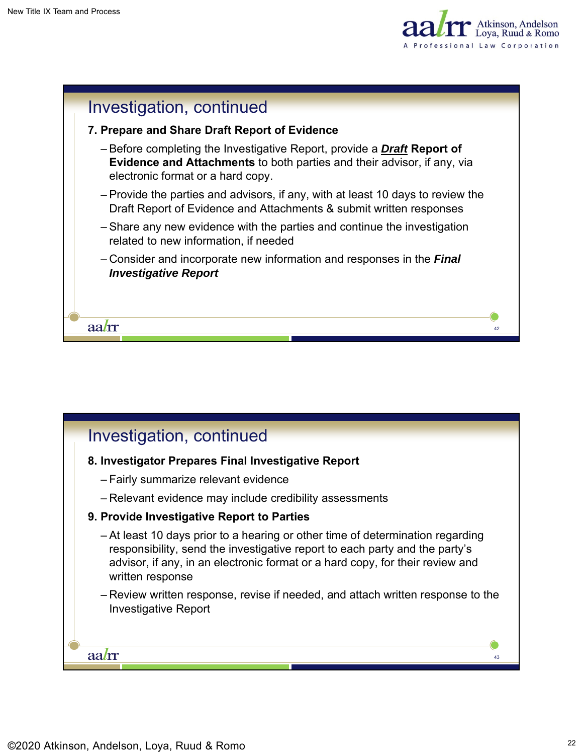## Investigation, continued

**7. Prepare and Share Draft Report of Evidence**

- Before completing the Investigative Report, provide a ***Draft*** **Report of Evidence and Attachments** to both parties and their advisor, if any, via electronic format or a hard copy.
- Provide the parties and advisors, if any, with at least 10 days to review the Draft Report of Evidence and Attachments & submit written responses
- Share any new evidence with the parties and continue the investigation related to new information, if needed
- Consider and incorporate new information and responses in the ***Final Investigative Report***

## Investigation, continued

**8. Investigator Prepares Final Investigative Report**

- Fairly summarize relevant evidence
- Relevant evidence may include credibility assessments

**9. Provide Investigative Report to Parties**

- At least 10 days prior to a hearing or other time of determination regarding responsibility, send the investigative report to each party and the party's advisor, if any, in an electronic format or a hard copy, for their review and written response
- Review written response, revise if needed, and attach written response to the Investigative Report

©2020 Atkinson, Andelson, Loya, Ruud & Romo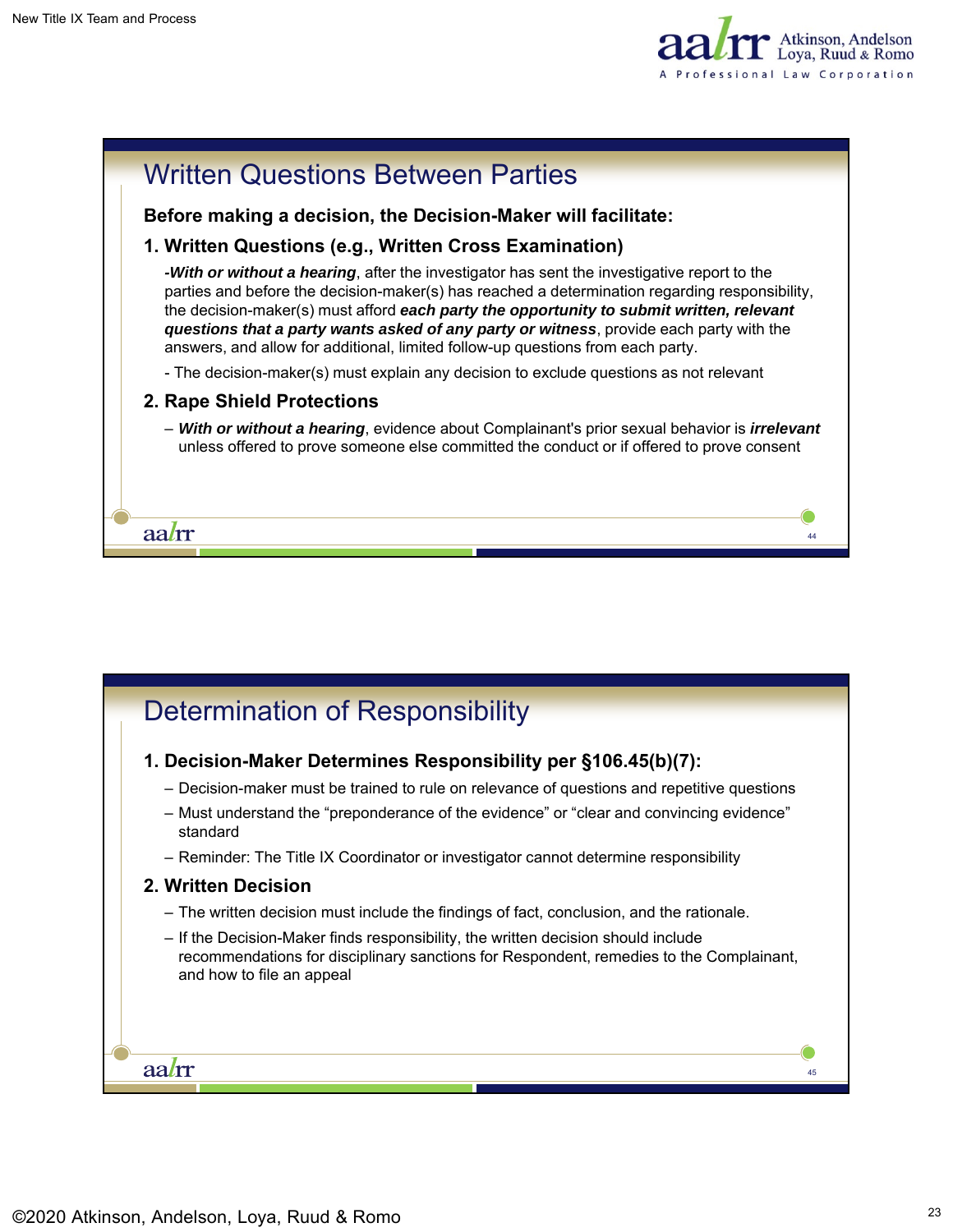## Written Questions Between Parties

**Before making a decision, the Decision-Maker will facilitate:**

**1. Written Questions (e.g., Written Cross Examination)**

***-With or without a hearing***, after the investigator has sent the investigative report to the parties and before the decision-maker(s) has reached a determination regarding responsibility, the decision-maker(s) must afford ***each party the opportunity to submit written, relevant questions that a party wants asked of any party or witness***, provide each party with the answers, and allow for additional, limited follow-up questions from each party.

- The decision-maker(s) must explain any decision to exclude questions as not relevant

**2. Rape Shield Protections**

– ***With or without a hearing***, evidence about Complainant's prior sexual behavior is ***irrelevant*** unless offered to prove someone else committed the conduct or if offered to prove consent

## Determination of Responsibility

**1. Decision-Maker Determines Responsibility per §106.45(b)(7):**

– Decision-maker must be trained to rule on relevance of questions and repetitive questions

– Must understand the "preponderance of the evidence" or "clear and convincing evidence" standard

– Reminder: The Title IX Coordinator or investigator cannot determine responsibility

**2. Written Decision**

– The written decision must include the findings of fact, conclusion, and the rationale.

– If the Decision-Maker finds responsibility, the written decision should include recommendations for disciplinary sanctions for Respondent, remedies to the Complainant, and how to file an appeal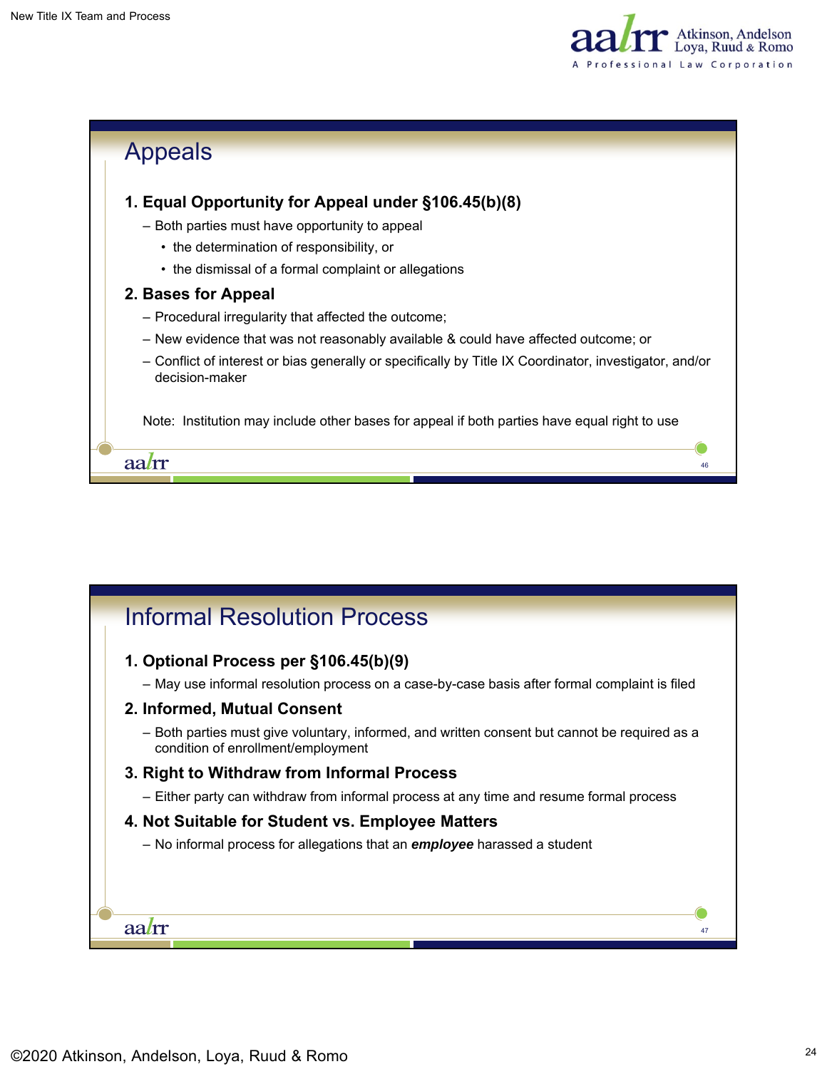## Appeals

**1. Equal Opportunity for Appeal under §106.45(b)(8)**

- Both parties must have opportunity to appeal
  - the determination of responsibility, or
  - the dismissal of a formal complaint or allegations

**2. Bases for Appeal**

- Procedural irregularity that affected the outcome;
- New evidence that was not reasonably available & could have affected outcome; or
- Conflict of interest or bias generally or specifically by Title IX Coordinator, investigator, and/or decision-maker

Note: Institution may include other bases for appeal if both parties have equal right to use

## Informal Resolution Process

**1. Optional Process per §106.45(b)(9)**

- May use informal resolution process on a case-by-case basis after formal complaint is filed

**2. Informed, Mutual Consent**

- Both parties must give voluntary, informed, and written consent but cannot be required as a condition of enrollment/employment

**3. Right to Withdraw from Informal Process**

- Either party can withdraw from informal process at any time and resume formal process

**4. Not Suitable for Student vs. Employee Matters**

- No informal process for allegations that an ***employee*** harassed a student

©2020 Atkinson, Andelson, Loya, Ruud & Romo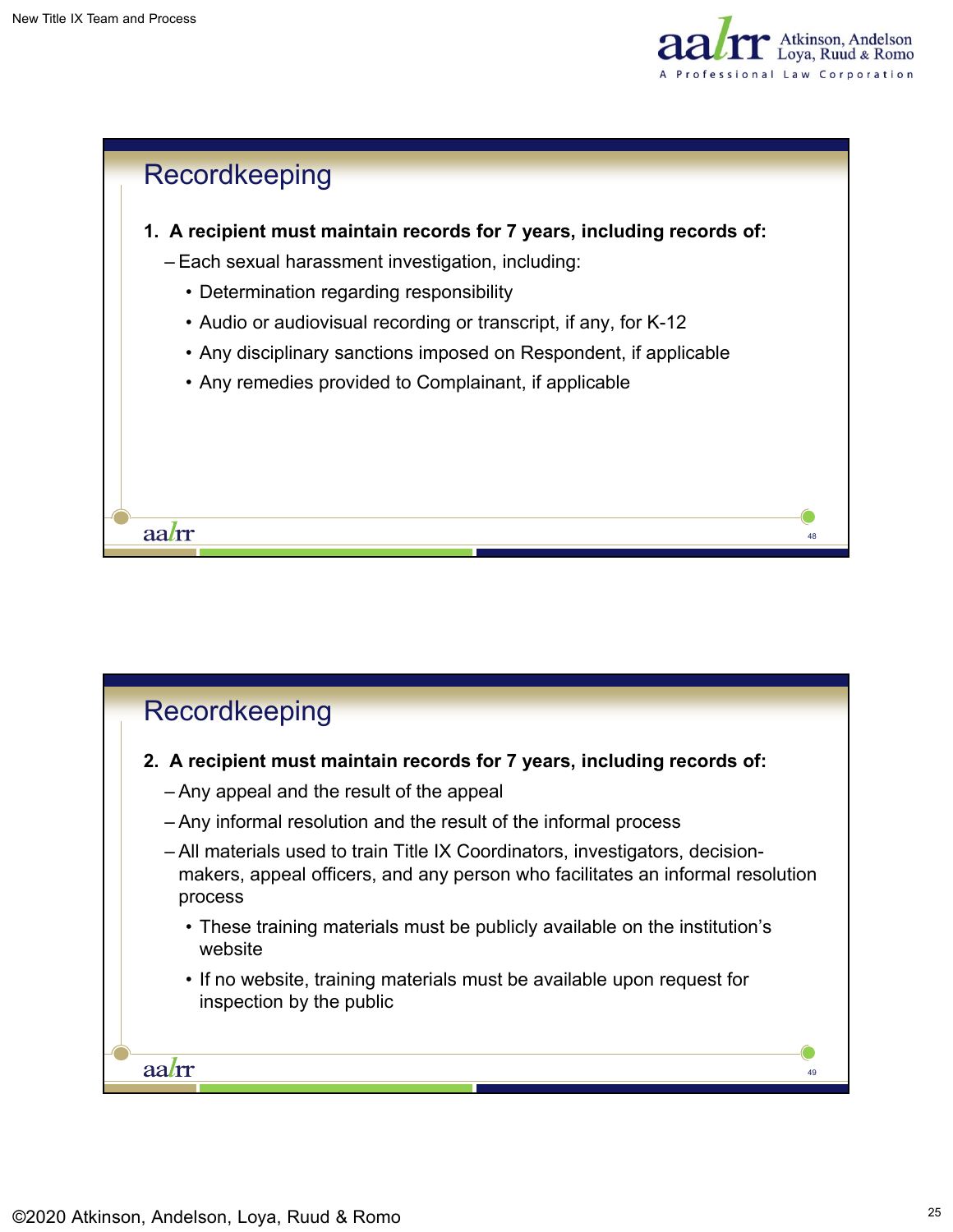## Recordkeeping

**1. A recipient must maintain records for 7 years, including records of:**

- Each sexual harassment investigation, including:
  - Determination regarding responsibility
  - Audio or audiovisual recording or transcript, if any, for K-12
  - Any disciplinary sanctions imposed on Respondent, if applicable
  - Any remedies provided to Complainant, if applicable

## Recordkeeping

**2. A recipient must maintain records for 7 years, including records of:**

- Any appeal and the result of the appeal
- Any informal resolution and the result of the informal process
- All materials used to train Title IX Coordinators, investigators, decision-makers, appeal officers, and any person who facilitates an informal resolution process
  - These training materials must be publicly available on the institution's website
  - If no website, training materials must be available upon request for inspection by the public

©2020 Atkinson, Andelson, Loya, Ruud & Romo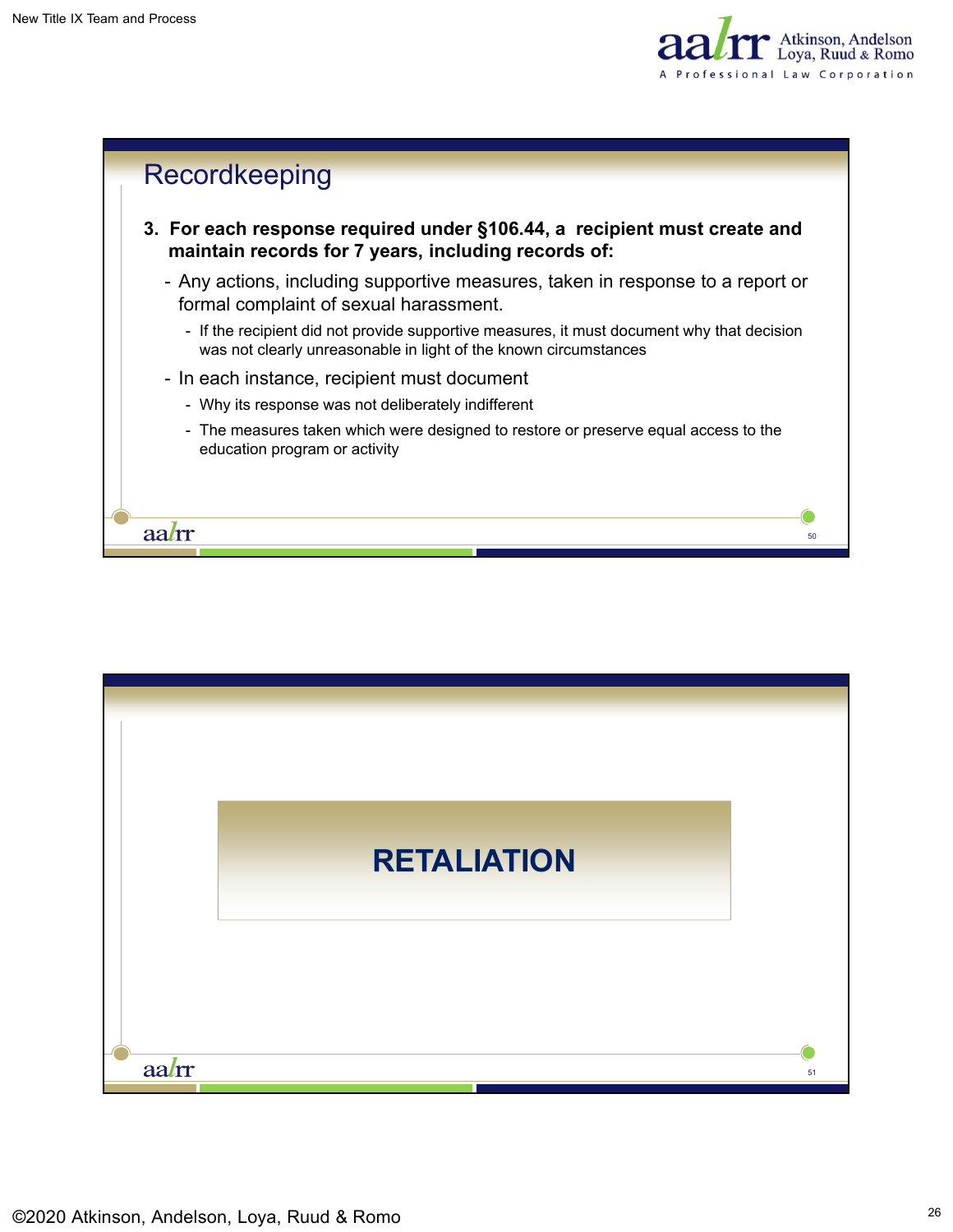## Recordkeeping

**3. For each response required under §106.44, a recipient must create and maintain records for 7 years, including records of:**

- Any actions, including supportive measures, taken in response to a report or formal complaint of sexual harassment.
  - If the recipient did not provide supportive measures, it must document why that decision was not clearly unreasonable in light of the known circumstances
- In each instance, recipient must document
  - Why its response was not deliberately indifferent
  - The measures taken which were designed to restore or preserve equal access to the education program or activity

## RETALIATION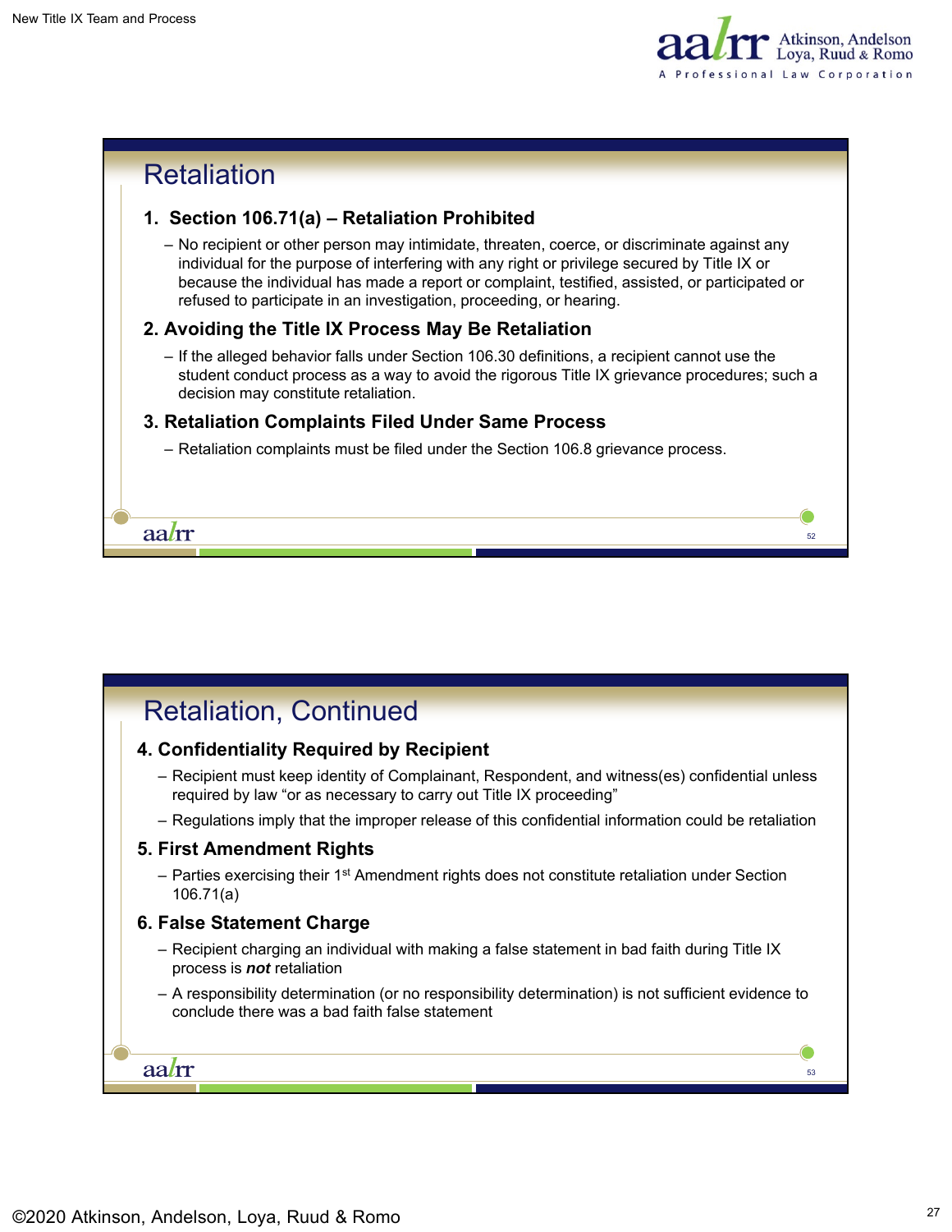## Retaliation

**1. Section 106.71(a) – Retaliation Prohibited**

- No recipient or other person may intimidate, threaten, coerce, or discriminate against any individual for the purpose of interfering with any right or privilege secured by Title IX or because the individual has made a report or complaint, testified, assisted, or participated or refused to participate in an investigation, proceeding, or hearing.

**2. Avoiding the Title IX Process May Be Retaliation**

- If the alleged behavior falls under Section 106.30 definitions, a recipient cannot use the student conduct process as a way to avoid the rigorous Title IX grievance procedures; such a decision may constitute retaliation.

**3. Retaliation Complaints Filed Under Same Process**

- Retaliation complaints must be filed under the Section 106.8 grievance process.

## Retaliation, Continued

**4. Confidentiality Required by Recipient**

- Recipient must keep identity of Complainant, Respondent, and witness(es) confidential unless required by law "or as necessary to carry out Title IX proceeding"
- Regulations imply that the improper release of this confidential information could be retaliation

**5. First Amendment Rights**

- Parties exercising their 1st Amendment rights does not constitute retaliation under Section 106.71(a)

**6. False Statement Charge**

- Recipient charging an individual with making a false statement in bad faith during Title IX process is ***not*** retaliation
- A responsibility determination (or no responsibility determination) is not sufficient evidence to conclude there was a bad faith false statement

©2020 Atkinson, Andelson, Loya, Ruud & Romo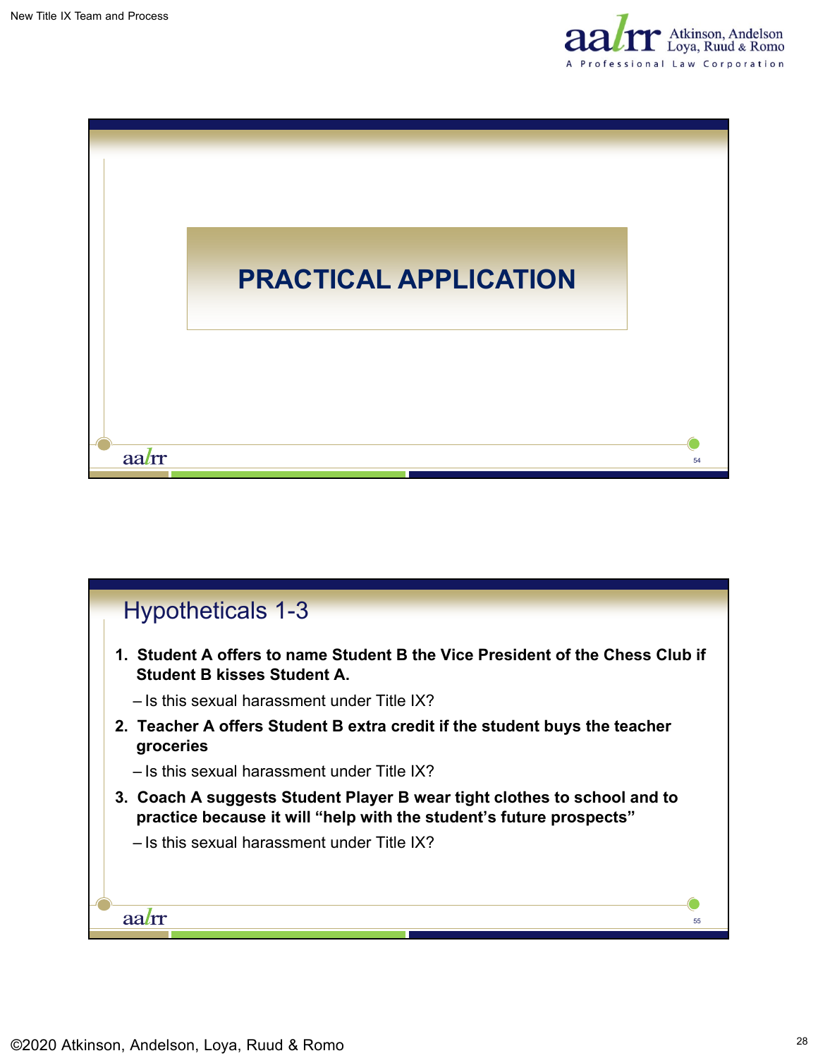# PRACTICAL APPLICATION

## Hypotheticals 1-3

1. **Student A offers to name Student B the Vice President of the Chess Club if Student B kisses Student A.**
   – Is this sexual harassment under Title IX?
2. **Teacher A offers Student B extra credit if the student buys the teacher groceries**
   – Is this sexual harassment under Title IX?
3. **Coach A suggests Student Player B wear tight clothes to school and to practice because it will "help with the student's future prospects"**
   – Is this sexual harassment under Title IX?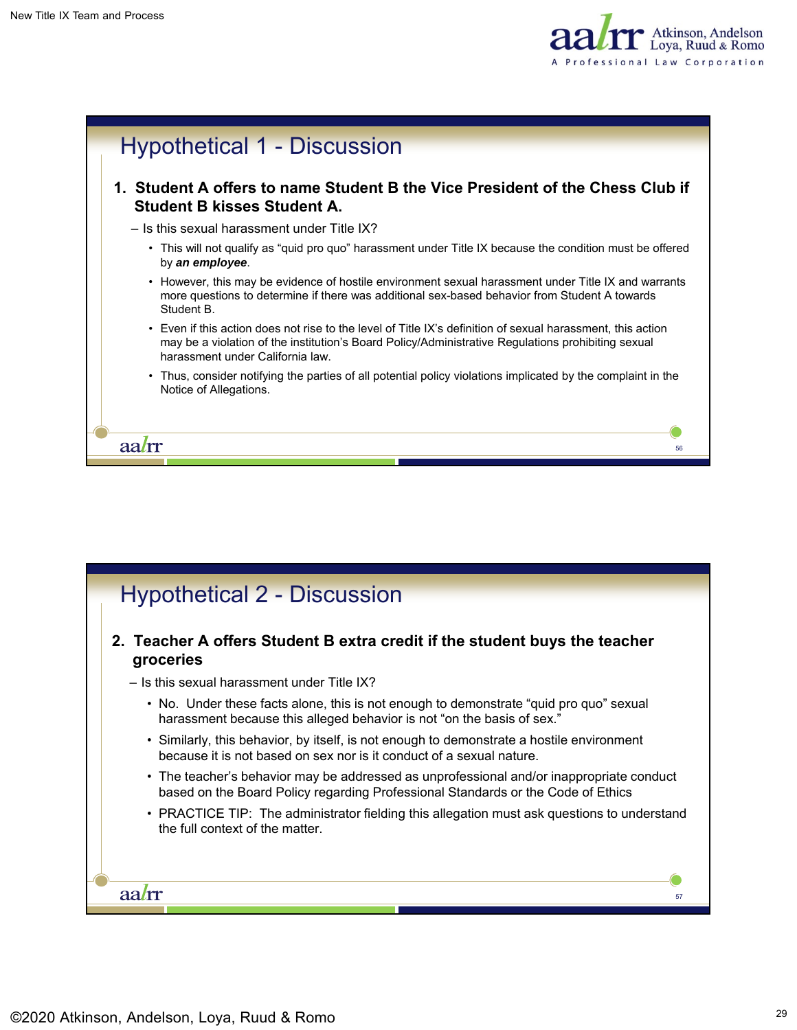## Hypothetical 1 - Discussion

1. **Student A offers to name Student B the Vice President of the Chess Club if Student B kisses Student A.**
   - Is this sexual harassment under Title IX?
     - This will not qualify as "quid pro quo" harassment under Title IX because the condition must be offered by ***an employee***.
     - However, this may be evidence of hostile environment sexual harassment under Title IX and warrants more questions to determine if there was additional sex-based behavior from Student A towards Student B.
     - Even if this action does not rise to the level of Title IX's definition of sexual harassment, this action may be a violation of the institution's Board Policy/Administrative Regulations prohibiting sexual harassment under California law.
     - Thus, consider notifying the parties of all potential policy violations implicated by the complaint in the Notice of Allegations.

## Hypothetical 2 - Discussion

2. **Teacher A offers Student B extra credit if the student buys the teacher groceries**
   - Is this sexual harassment under Title IX?
     - No. Under these facts alone, this is not enough to demonstrate "quid pro quo" sexual harassment because this alleged behavior is not "on the basis of sex."
     - Similarly, this behavior, by itself, is not enough to demonstrate a hostile environment because it is not based on sex nor is it conduct of a sexual nature.
     - The teacher's behavior may be addressed as unprofessional and/or inappropriate conduct based on the Board Policy regarding Professional Standards or the Code of Ethics
     - PRACTICE TIP: The administrator fielding this allegation must ask questions to understand the full context of the matter.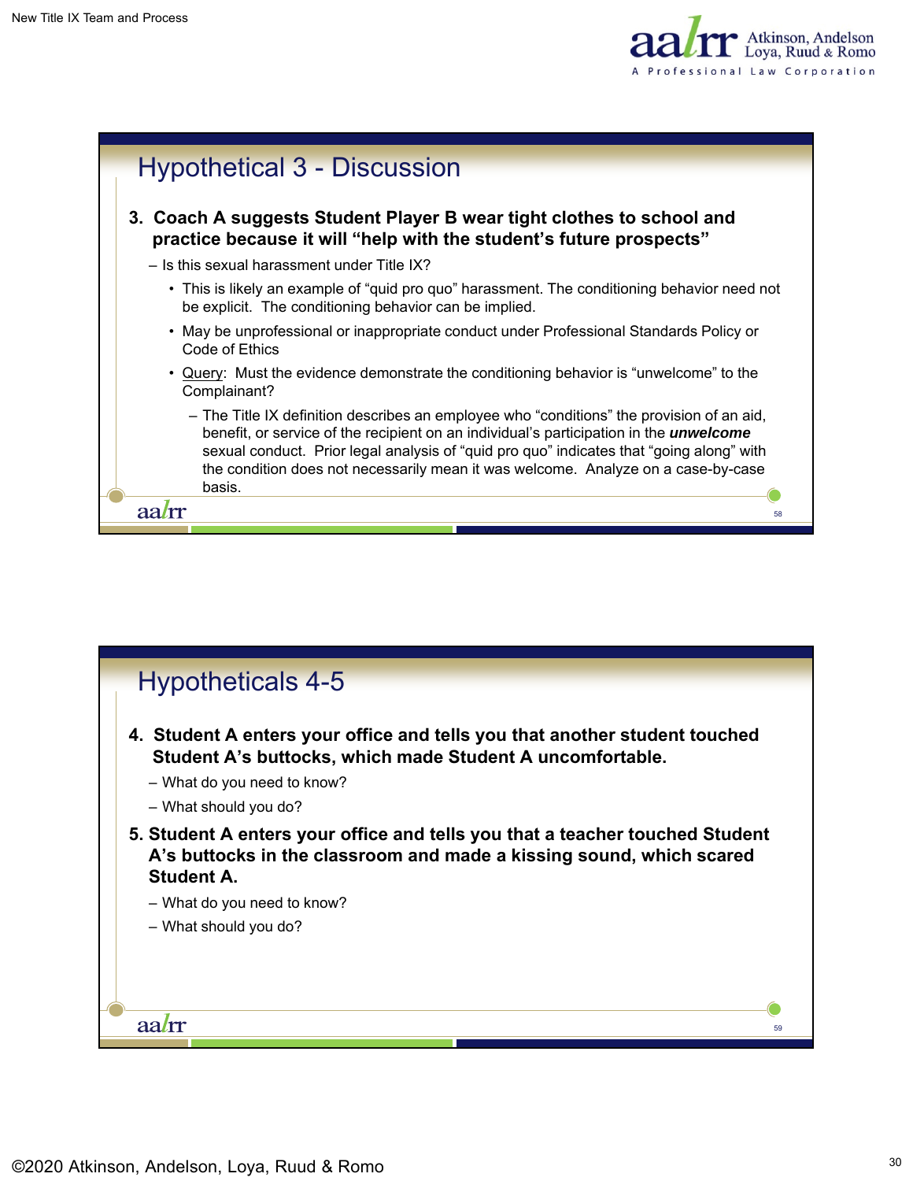## Hypothetical 3 - Discussion

**3. Coach A suggests Student Player B wear tight clothes to school and practice because it will "help with the student's future prospects"**

– Is this sexual harassment under Title IX?

- This is likely an example of "quid pro quo" harassment. The conditioning behavior need not be explicit. The conditioning behavior can be implied.
- May be unprofessional or inappropriate conduct under Professional Standards Policy or Code of Ethics
- <u>Query</u>: Must the evidence demonstrate the conditioning behavior is "unwelcome" to the Complainant?
  – The Title IX definition describes an employee who "conditions" the provision of an aid, benefit, or service of the recipient on an individual's participation in the ***unwelcome*** sexual conduct. Prior legal analysis of "quid pro quo" indicates that "going along" with the condition does not necessarily mean it was welcome. Analyze on a case-by-case basis.

## Hypotheticals 4-5

**4. Student A enters your office and tells you that another student touched Student A's buttocks, which made Student A uncomfortable.**

– What do you need to know?

– What should you do?

**5. Student A enters your office and tells you that a teacher touched Student A's buttocks in the classroom and made a kissing sound, which scared Student A.**

– What do you need to know?

– What should you do?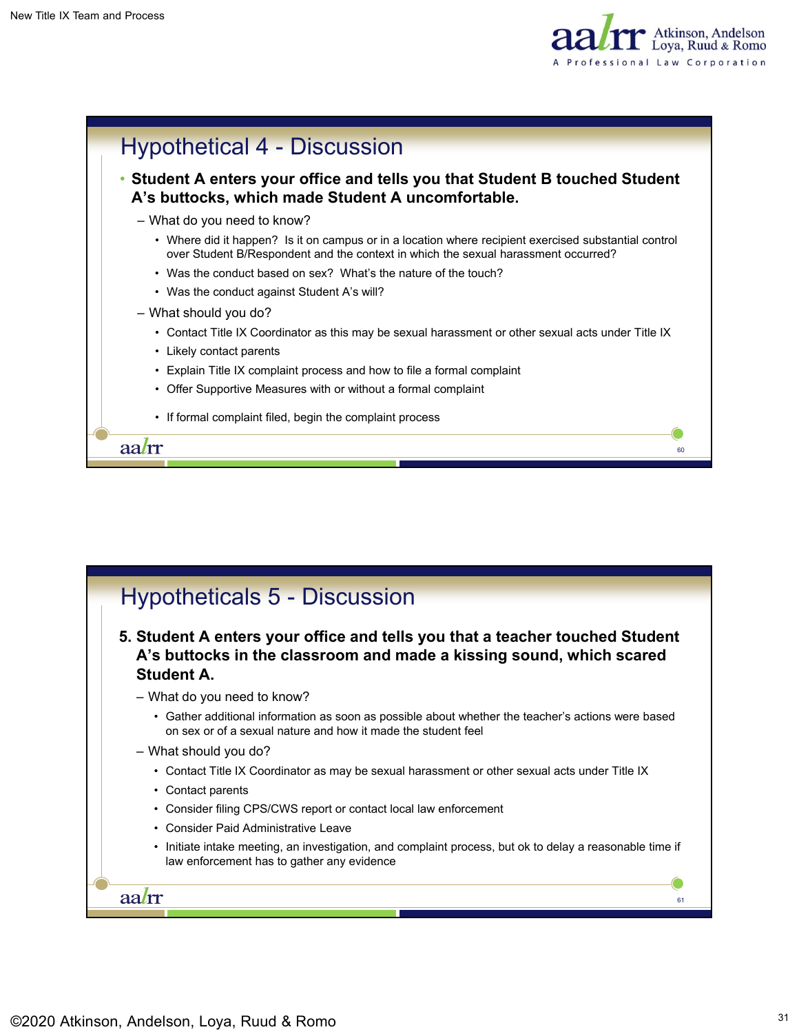## Hypothetical 4 - Discussion

- **Student A enters your office and tells you that Student B touched Student A's buttocks, which made Student A uncomfortable.**
  - What do you need to know?
    - Where did it happen? Is it on campus or in a location where recipient exercised substantial control over Student B/Respondent and the context in which the sexual harassment occurred?
    - Was the conduct based on sex? What's the nature of the touch?
    - Was the conduct against Student A's will?
  - What should you do?
    - Contact Title IX Coordinator as this may be sexual harassment or other sexual acts under Title IX
    - Likely contact parents
    - Explain Title IX complaint process and how to file a formal complaint
    - Offer Supportive Measures with or without a formal complaint
    - If formal complaint filed, begin the complaint process

## Hypotheticals 5 - Discussion

**5. Student A enters your office and tells you that a teacher touched Student A's buttocks in the classroom and made a kissing sound, which scared Student A.**

- What do you need to know?
  - Gather additional information as soon as possible about whether the teacher's actions were based on sex or of a sexual nature and how it made the student feel
- What should you do?
  - Contact Title IX Coordinator as may be sexual harassment or other sexual acts under Title IX
  - Contact parents
  - Consider filing CPS/CWS report or contact local law enforcement
  - Consider Paid Administrative Leave
  - Initiate intake meeting, an investigation, and complaint process, but ok to delay a reasonable time if law enforcement has to gather any evidence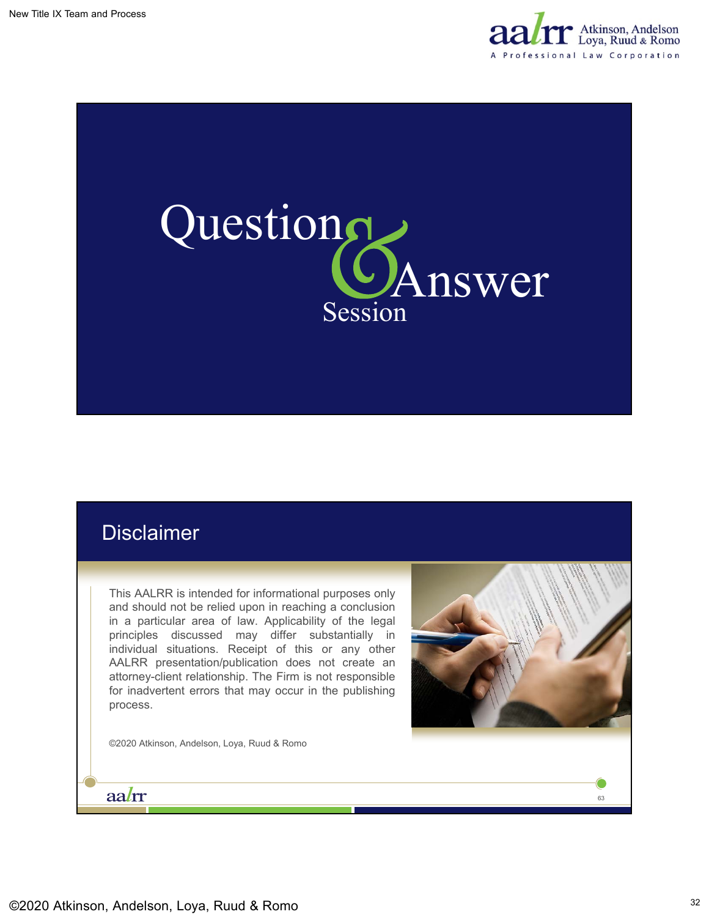# Question & Answer Session

## Disclaimer

This AALRR is intended for informational purposes only and should not be relied upon in reaching a conclusion in a particular area of law. Applicability of the legal principles discussed may differ substantially in individual situations. Receipt of this or any other AALRR presentation/publication does not create an attorney-client relationship. The Firm is not responsible for inadvertent errors that may occur in the publishing process.

©2020 Atkinson, Andelson, Loya, Ruud & Romo